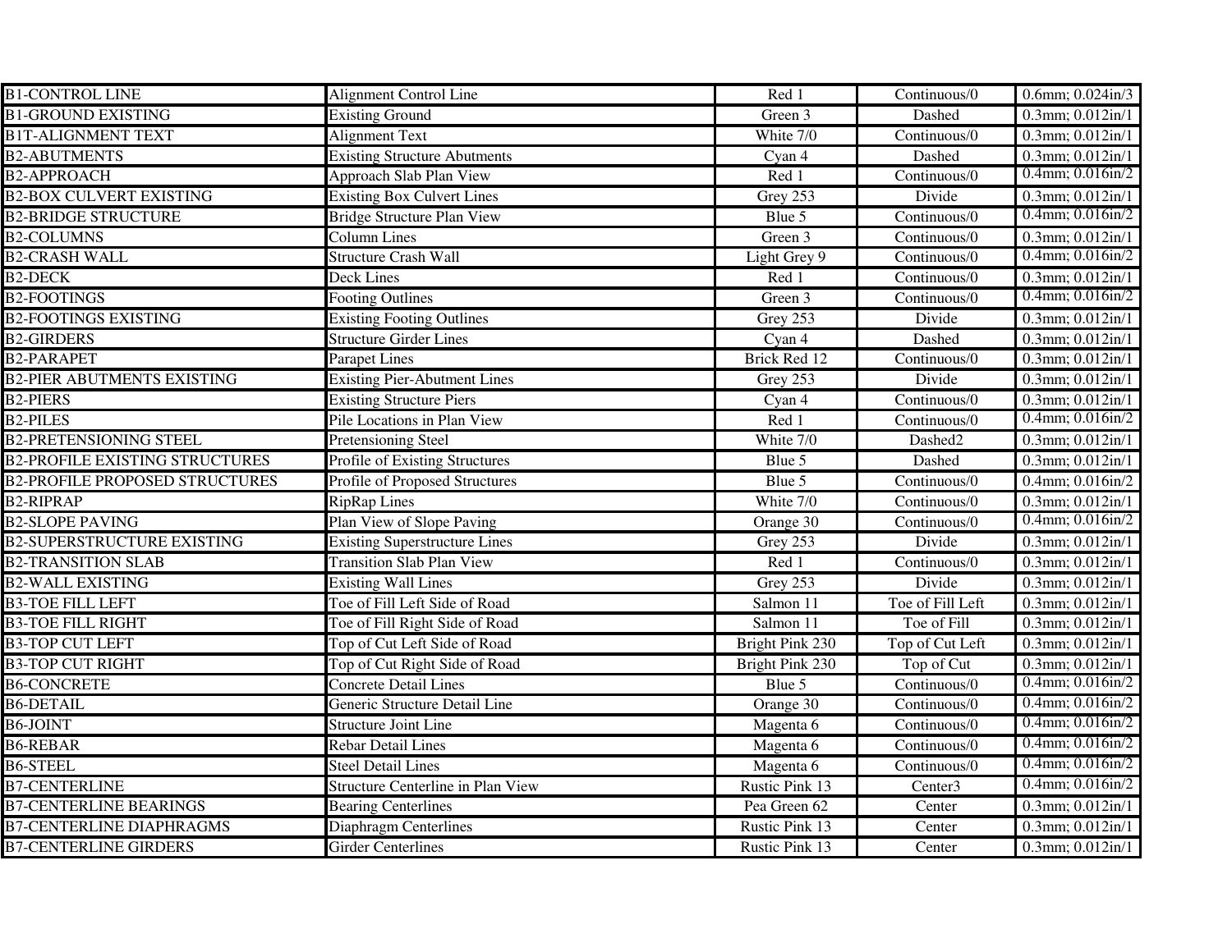| B1-CONTROL LINE | Alignment Control Line | Red 1 | Continuous/0 | 0.6mm; 0.024in/3 |
|---|---|---|---|---|
| B1-GROUND EXISTING | Existing Ground | Green 3 | Dashed | 0.3mm; 0.012in/1 |
| B1T-ALIGNMENT TEXT | Alignment Text | White 7/0 | Continuous/0 | 0.3mm; 0.012in/1 |
| B2-ABUTMENTS | Existing Structure Abutments | Cyan 4 | Dashed | 0.3mm; 0.012in/1 |
| B2-APPROACH | Approach Slab Plan View | Red 1 | Continuous/0 | 0.4mm; 0.016in/2 |
| B2-BOX CULVERT EXISTING | Existing Box Culvert Lines | Grey 253 | Divide | 0.3mm; 0.012in/1 |
| B2-BRIDGE STRUCTURE | Bridge Structure Plan View | Blue 5 | Continuous/0 | 0.4mm; 0.016in/2 |
| B2-COLUMNS | Column Lines | Green 3 | Continuous/0 | 0.3mm; 0.012in/1 |
| B2-CRASH WALL | Structure Crash Wall | Light Grey 9 | Continuous/0 | 0.4mm; 0.016in/2 |
| B2-DECK | Deck Lines | Red 1 | Continuous/0 | 0.3mm; 0.012in/1 |
| B2-FOOTINGS | Footing Outlines | Green 3 | Continuous/0 | 0.4mm; 0.016in/2 |
| B2-FOOTINGS EXISTING | Existing Footing Outlines | Grey 253 | Divide | 0.3mm; 0.012in/1 |
| B2-GIRDERS | Structure Girder Lines | Cyan 4 | Dashed | 0.3mm; 0.012in/1 |
| B2-PARAPET | Parapet Lines | Brick Red 12 | Continuous/0 | 0.3mm; 0.012in/1 |
| B2-PIER ABUTMENTS EXISTING | Existing Pier-Abutment Lines | Grey 253 | Divide | 0.3mm; 0.012in/1 |
| B2-PIERS | Existing Structure Piers | Cyan 4 | Continuous/0 | 0.3mm; 0.012in/1 |
| B2-PILES | Pile Locations in Plan View | Red 1 | Continuous/0 | 0.4mm; 0.016in/2 |
| B2-PRETENSIONING STEEL | Pretensioning Steel | White 7/0 | Dashed2 | 0.3mm; 0.012in/1 |
| B2-PROFILE EXISTING STRUCTURES | Profile of Existing Structures | Blue 5 | Dashed | 0.3mm; 0.012in/1 |
| B2-PROFILE PROPOSED STRUCTURES | Profile of Proposed Structures | Blue 5 | Continuous/0 | 0.4mm; 0.016in/2 |
| B2-RIPRAP | RipRap Lines | White 7/0 | Continuous/0 | 0.3mm; 0.012in/1 |
| B2-SLOPE PAVING | Plan View of Slope Paving | Orange 30 | Continuous/0 | 0.4mm; 0.016in/2 |
| B2-SUPERSTRUCTURE EXISTING | Existing Superstructure Lines | Grey 253 | Divide | 0.3mm; 0.012in/1 |
| B2-TRANSITION SLAB | Transition Slab Plan View | Red 1 | Continuous/0 | 0.3mm; 0.012in/1 |
| B2-WALL EXISTING | Existing Wall Lines | Grey 253 | Divide | 0.3mm; 0.012in/1 |
| B3-TOE FILL LEFT | Toe of Fill Left Side of Road | Salmon 11 | Toe of Fill Left | 0.3mm; 0.012in/1 |
| B3-TOE FILL RIGHT | Toe of Fill Right Side of Road | Salmon 11 | Toe of Fill | 0.3mm; 0.012in/1 |
| B3-TOP CUT LEFT | Top of Cut Left Side of Road | Bright Pink 230 | Top of Cut Left | 0.3mm; 0.012in/1 |
| B3-TOP CUT RIGHT | Top of Cut Right Side of Road | Bright Pink 230 | Top of Cut | 0.3mm; 0.012in/1 |
| B6-CONCRETE | Concrete Detail Lines | Blue 5 | Continuous/0 | 0.4mm; 0.016in/2 |
| B6-DETAIL | Generic Structure Detail Line | Orange 30 | Continuous/0 | 0.4mm; 0.016in/2 |
| B6-JOINT | Structure Joint Line | Magenta 6 | Continuous/0 | 0.4mm; 0.016in/2 |
| B6-REBAR | Rebar Detail Lines | Magenta 6 | Continuous/0 | 0.4mm; 0.016in/2 |
| B6-STEEL | Steel Detail Lines | Magenta 6 | Continuous/0 | 0.4mm; 0.016in/2 |
| B7-CENTERLINE | Structure Centerline in Plan View | Rustic Pink 13 | Center3 | 0.4mm; 0.016in/2 |
| B7-CENTERLINE BEARINGS | Bearing Centerlines | Pea Green 62 | Center | 0.3mm; 0.012in/1 |
| B7-CENTERLINE DIAPHRAGMS | Diaphragm Centerlines | Rustic Pink 13 | Center | 0.3mm; 0.012in/1 |
| B7-CENTERLINE GIRDERS | Girder Centerlines | Rustic Pink 13 | Center | 0.3mm; 0.012in/1 |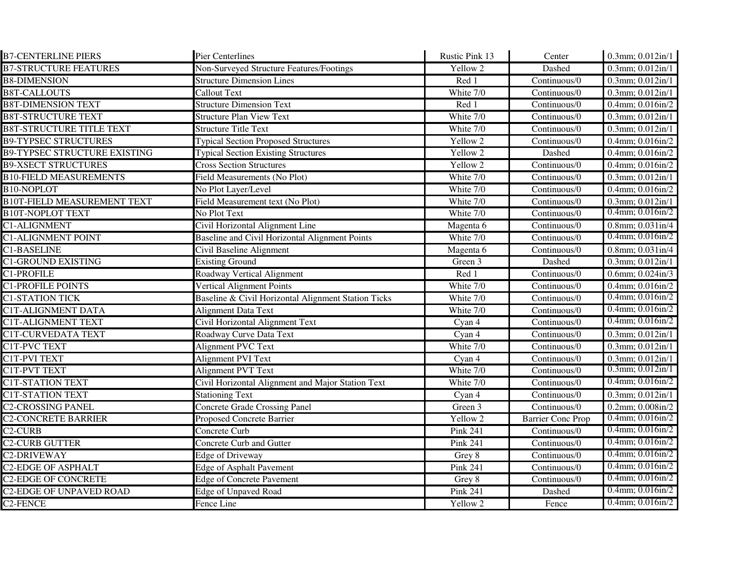| | | | | |
|---|---|---|---|---|
| B7-CENTERLINE PIERS | Pier Centerlines | Rustic Pink 13 | Center | 0.3mm; 0.012in/1 |
| B7-STRUCTURE FEATURES | Non-Surveyed Structure Features/Footings | Yellow 2 | Dashed | 0.3mm; 0.012in/1 |
| B8-DIMENSION | Structure Dimension Lines | Red 1 | Continuous/0 | 0.3mm; 0.012in/1 |
| B8T-CALLOUTS | Callout Text | White 7/0 | Continuous/0 | 0.3mm; 0.012in/1 |
| B8T-DIMENSION TEXT | Structure Dimension Text | Red 1 | Continuous/0 | 0.4mm; 0.016in/2 |
| B8T-STRUCTURE TEXT | Structure Plan View Text | White 7/0 | Continuous/0 | 0.3mm; 0.012in/1 |
| B8T-STRUCTURE TITLE TEXT | Structure Title Text | White 7/0 | Continuous/0 | 0.3mm; 0.012in/1 |
| B9-TYPSEC STRUCTURES | Typical Section Proposed Structures | Yellow 2 | Continuous/0 | 0.4mm; 0.016in/2 |
| B9-TYPSEC STRUCTURE EXISTING | Typical Section Existing Structures | Yellow 2 | Dashed | 0.4mm; 0.016in/2 |
| B9-XSECT STRUCTURES | Cross Section Structures | Yellow 2 | Continuous/0 | 0.4mm; 0.016in/2 |
| B10-FIELD MEASUREMENTS | Field Measurements (No Plot) | White 7/0 | Continuous/0 | 0.3mm; 0.012in/1 |
| B10-NOPLOT | No Plot Layer/Level | White 7/0 | Continuous/0 | 0.4mm; 0.016in/2 |
| B10T-FIELD MEASUREMENT TEXT | Field Measurement text (No Plot) | White 7/0 | Continuous/0 | 0.3mm; 0.012in/1 |
| B10T-NOPLOT TEXT | No Plot Text | White 7/0 | Continuous/0 | 0.4mm; 0.016in/2 |
| C1-ALIGNMENT | Civil Horizontal Alignment Line | Magenta 6 | Continuous/0 | 0.8mm; 0.031in/4 |
| C1-ALIGNMENT POINT | Baseline and Civil Horizontal Alignment Points | White 7/0 | Continuous/0 | 0.4mm; 0.016in/2 |
| C1-BASELINE | Civil Baseline Alignment | Magenta 6 | Continuous/0 | 0.8mm; 0.031in/4 |
| C1-GROUND EXISTING | Existing Ground | Green 3 | Dashed | 0.3mm; 0.012in/1 |
| C1-PROFILE | Roadway Vertical Alignment | Red 1 | Continuous/0 | 0.6mm; 0.024in/3 |
| C1-PROFILE POINTS | Vertical Alignment Points | White 7/0 | Continuous/0 | 0.4mm; 0.016in/2 |
| C1-STATION TICK | Baseline & Civil Horizontal Alignment Station Ticks | White 7/0 | Continuous/0 | 0.4mm; 0.016in/2 |
| C1T-ALIGNMENT DATA | Alignment Data Text | White 7/0 | Continuous/0 | 0.4mm; 0.016in/2 |
| C1T-ALIGNMENT TEXT | Civil Horizontal Alignment Text | Cyan 4 | Continuous/0 | 0.4mm; 0.016in/2 |
| C1T-CURVEDATA TEXT | Roadway Curve Data Text | Cyan 4 | Continuous/0 | 0.3mm; 0.012in/1 |
| C1T-PVC TEXT | Alignment PVC Text | White 7/0 | Continuous/0 | 0.3mm; 0.012in/1 |
| C1T-PVI TEXT | Alignment PVI Text | Cyan 4 | Continuous/0 | 0.3mm; 0.012in/1 |
| C1T-PVT TEXT | Alignment PVT Text | White 7/0 | Continuous/0 | 0.3mm; 0.012in/1 |
| C1T-STATION TEXT | Civil Horizontal Alignment and Major Station Text | White 7/0 | Continuous/0 | 0.4mm; 0.016in/2 |
| C1T-STATION TEXT | Stationing Text | Cyan 4 | Continuous/0 | 0.3mm; 0.012in/1 |
| C2-CROSSING PANEL | Concrete Grade Crossing Panel | Green 3 | Continuous/0 | 0.2mm; 0.008in/2 |
| C2-CONCRETE BARRIER | Proposed Concrete Barrier | Yellow 2 | Barrier Conc Prop | 0.4mm; 0.016in/2 |
| C2-CURB | Concrete Curb | Pink 241 | Continuous/0 | 0.4mm; 0.016in/2 |
| C2-CURB GUTTER | Concrete Curb and Gutter | Pink 241 | Continuous/0 | 0.4mm; 0.016in/2 |
| C2-DRIVEWAY | Edge of Driveway | Grey 8 | Continuous/0 | 0.4mm; 0.016in/2 |
| C2-EDGE OF ASPHALT | Edge of Asphalt Pavement | Pink 241 | Continuous/0 | 0.4mm; 0.016in/2 |
| C2-EDGE OF CONCRETE | Edge of Concrete Pavement | Grey 8 | Continuous/0 | 0.4mm; 0.016in/2 |
| C2-EDGE OF UNPAVED ROAD | Edge of Unpaved Road | Pink 241 | Dashed | 0.4mm; 0.016in/2 |
| C2-FENCE | Fence Line | Yellow 2 | Fence | 0.4mm; 0.016in/2 |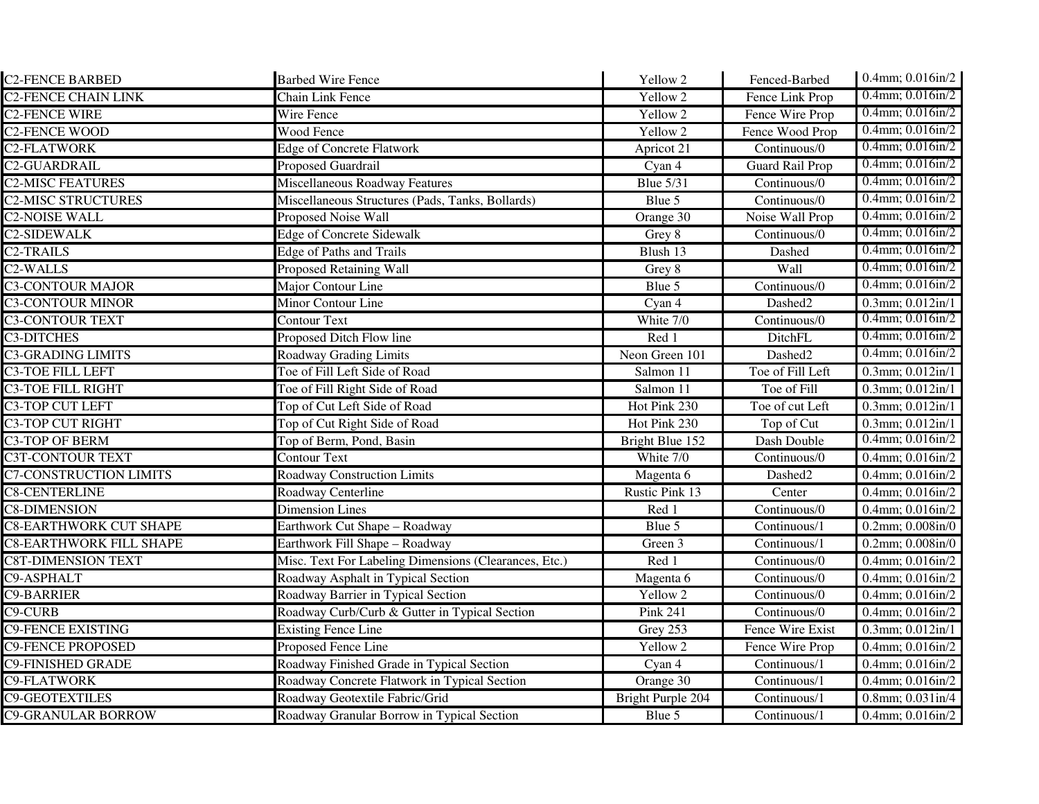| C2-FENCE BARBED | Barbed Wire Fence | Yellow 2 | Fenced-Barbed | 0.4mm; 0.016in/2 |
|---|---|---|---|---|
| C2-FENCE CHAIN LINK | Chain Link Fence | Yellow 2 | Fence Link Prop | 0.4mm; 0.016in/2 |
| C2-FENCE WIRE | Wire Fence | Yellow 2 | Fence Wire Prop | 0.4mm; 0.016in/2 |
| C2-FENCE WOOD | Wood Fence | Yellow 2 | Fence Wood Prop | 0.4mm; 0.016in/2 |
| C2-FLATWORK | Edge of Concrete Flatwork | Apricot 21 | Continuous/0 | 0.4mm; 0.016in/2 |
| C2-GUARDRAIL | Proposed Guardrail | Cyan 4 | Guard Rail Prop | 0.4mm; 0.016in/2 |
| C2-MISC FEATURES | Miscellaneous Roadway Features | Blue 5/31 | Continuous/0 | 0.4mm; 0.016in/2 |
| C2-MISC STRUCTURES | Miscellaneous Structures (Pads, Tanks, Bollards) | Blue 5 | Continuous/0 | 0.4mm; 0.016in/2 |
| C2-NOISE WALL | Proposed Noise Wall | Orange 30 | Noise Wall Prop | 0.4mm; 0.016in/2 |
| C2-SIDEWALK | Edge of Concrete Sidewalk | Grey 8 | Continuous/0 | 0.4mm; 0.016in/2 |
| C2-TRAILS | Edge of Paths and Trails | Blush 13 | Dashed | 0.4mm; 0.016in/2 |
| C2-WALLS | Proposed Retaining Wall | Grey 8 | Wall | 0.4mm; 0.016in/2 |
| C3-CONTOUR MAJOR | Major Contour Line | Blue 5 | Continuous/0 | 0.4mm; 0.016in/2 |
| C3-CONTOUR MINOR | Minor Contour Line | Cyan 4 | Dashed2 | 0.3mm; 0.012in/1 |
| C3-CONTOUR TEXT | Contour Text | White 7/0 | Continuous/0 | 0.4mm; 0.016in/2 |
| C3-DITCHES | Proposed Ditch Flow line | Red 1 | DitchFL | 0.4mm; 0.016in/2 |
| C3-GRADING LIMITS | Roadway Grading Limits | Neon Green 101 | Dashed2 | 0.4mm; 0.016in/2 |
| C3-TOE FILL LEFT | Toe of Fill Left Side of Road | Salmon 11 | Toe of Fill Left | 0.3mm; 0.012in/1 |
| C3-TOE FILL RIGHT | Toe of Fill Right Side of Road | Salmon 11 | Toe of Fill | 0.3mm; 0.012in/1 |
| C3-TOP CUT LEFT | Top of Cut Left Side of Road | Hot Pink 230 | Toe of cut Left | 0.3mm; 0.012in/1 |
| C3-TOP CUT RIGHT | Top of Cut Right Side of Road | Hot Pink 230 | Top of Cut | 0.3mm; 0.012in/1 |
| C3-TOP OF BERM | Top of Berm, Pond, Basin | Bright Blue 152 | Dash Double | 0.4mm; 0.016in/2 |
| C3T-CONTOUR TEXT | Contour Text | White 7/0 | Continuous/0 | 0.4mm; 0.016in/2 |
| C7-CONSTRUCTION LIMITS | Roadway Construction Limits | Magenta 6 | Dashed2 | 0.4mm; 0.016in/2 |
| C8-CENTERLINE | Roadway Centerline | Rustic Pink 13 | Center | 0.4mm; 0.016in/2 |
| C8-DIMENSION | Dimension Lines | Red 1 | Continuous/0 | 0.4mm; 0.016in/2 |
| C8-EARTHWORK CUT SHAPE | Earthwork Cut Shape – Roadway | Blue 5 | Continuous/1 | 0.2mm; 0.008in/0 |
| C8-EARTHWORK FILL SHAPE | Earthwork Fill Shape – Roadway | Green 3 | Continuous/1 | 0.2mm; 0.008in/0 |
| C8T-DIMENSION TEXT | Misc. Text For Labeling Dimensions (Clearances, Etc.) | Red 1 | Continuous/0 | 0.4mm; 0.016in/2 |
| C9-ASPHALT | Roadway Asphalt in Typical Section | Magenta 6 | Continuous/0 | 0.4mm; 0.016in/2 |
| C9-BARRIER | Roadway Barrier in Typical Section | Yellow 2 | Continuous/0 | 0.4mm; 0.016in/2 |
| C9-CURB | Roadway Curb/Curb & Gutter in Typical Section | Pink 241 | Continuous/0 | 0.4mm; 0.016in/2 |
| C9-FENCE EXISTING | Existing Fence Line | Grey 253 | Fence Wire Exist | 0.3mm; 0.012in/1 |
| C9-FENCE PROPOSED | Proposed Fence Line | Yellow 2 | Fence Wire Prop | 0.4mm; 0.016in/2 |
| C9-FINISHED GRADE | Roadway Finished Grade in Typical Section | Cyan 4 | Continuous/1 | 0.4mm; 0.016in/2 |
| C9-FLATWORK | Roadway Concrete Flatwork in Typical Section | Orange 30 | Continuous/1 | 0.4mm; 0.016in/2 |
| C9-GEOTEXTILES | Roadway Geotextile Fabric/Grid | Bright Purple 204 | Continuous/1 | 0.8mm; 0.031in/4 |
| C9-GRANULAR BORROW | Roadway Granular Borrow in Typical Section | Blue 5 | Continuous/1 | 0.4mm; 0.016in/2 |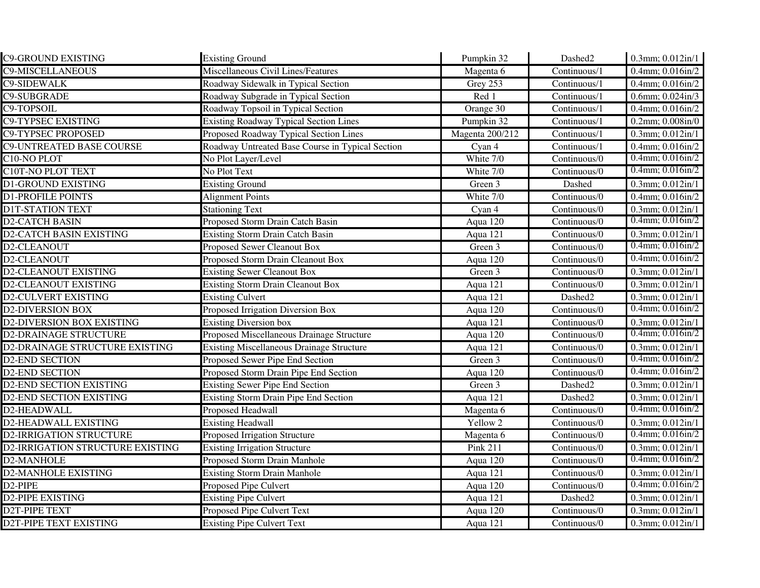| | | | | |
|---|---|---|---|---|
| C9-GROUND EXISTING | Existing Ground | Pumpkin 32 | Dashed2 | 0.3mm; 0.012in/1 |
| C9-MISCELLANEOUS | Miscellaneous Civil Lines/Features | Magenta 6 | Continuous/1 | 0.4mm; 0.016in/2 |
| C9-SIDEWALK | Roadway Sidewalk in Typical Section | Grey 253 | Continuous/1 | 0.4mm; 0.016in/2 |
| C9-SUBGRADE | Roadway Subgrade in Typical Section | Red 1 | Continuous/1 | 0.6mm; 0.024in/3 |
| C9-TOPSOIL | Roadway Topsoil in Typical Section | Orange 30 | Continuous/1 | 0.4mm; 0.016in/2 |
| C9-TYPSEC EXISTING | Existing Roadway Typical Section Lines | Pumpkin 32 | Continuous/1 | 0.2mm; 0.008in/0 |
| C9-TYPSEC PROPOSED | Proposed Roadway Typical Section Lines | Magenta 200/212 | Continuous/1 | 0.3mm; 0.012in/1 |
| C9-UNTREATED BASE COURSE | Roadway Untreated Base Course in Typical Section | Cyan 4 | Continuous/1 | 0.4mm; 0.016in/2 |
| C10-NO PLOT | No Plot Layer/Level | White 7/0 | Continuous/0 | 0.4mm; 0.016in/2 |
| C10T-NO PLOT TEXT | No Plot Text | White 7/0 | Continuous/0 | 0.4mm; 0.016in/2 |
| D1-GROUND EXISTING | Existing Ground | Green 3 | Dashed | 0.3mm; 0.012in/1 |
| D1-PROFILE POINTS | Alignment Points | White 7/0 | Continuous/0 | 0.4mm; 0.016in/2 |
| D1T-STATION TEXT | Stationing Text | Cyan 4 | Continuous/0 | 0.3mm; 0.012in/1 |
| D2-CATCH BASIN | Proposed Storm Drain Catch Basin | Aqua 120 | Continuous/0 | 0.4mm; 0.016in/2 |
| D2-CATCH BASIN EXISTING | Existing Storm Drain Catch Basin | Aqua 121 | Continuous/0 | 0.3mm; 0.012in/1 |
| D2-CLEANOUT | Proposed Sewer Cleanout Box | Green 3 | Continuous/0 | 0.4mm; 0.016in/2 |
| D2-CLEANOUT | Proposed Storm Drain Cleanout Box | Aqua 120 | Continuous/0 | 0.4mm; 0.016in/2 |
| D2-CLEANOUT EXISTING | Existing Sewer Cleanout Box | Green 3 | Continuous/0 | 0.3mm; 0.012in/1 |
| D2-CLEANOUT EXISTING | Existing Storm Drain Cleanout Box | Aqua 121 | Continuous/0 | 0.3mm; 0.012in/1 |
| D2-CULVERT EXISTING | Existing Culvert | Aqua 121 | Dashed2 | 0.3mm; 0.012in/1 |
| D2-DIVERSION BOX | Proposed Irrigation Diversion Box | Aqua 120 | Continuous/0 | 0.4mm; 0.016in/2 |
| D2-DIVERSION BOX EXISTING | Existing Diversion box | Aqua 121 | Continuous/0 | 0.3mm; 0.012in/1 |
| D2-DRAINAGE STRUCTURE | Proposed Miscellaneous Drainage Structure | Aqua 120 | Continuous/0 | 0.4mm; 0.016in/2 |
| D2-DRAINAGE STRUCTURE EXISTING | Existing Miscellaneous Drainage Structure | Aqua 121 | Continuous/0 | 0.3mm; 0.012in/1 |
| D2-END SECTION | Proposed Sewer Pipe End Section | Green 3 | Continuous/0 | 0.4mm; 0.016in/2 |
| D2-END SECTION | Proposed Storm Drain Pipe End Section | Aqua 120 | Continuous/0 | 0.4mm; 0.016in/2 |
| D2-END SECTION EXISTING | Existing Sewer Pipe End Section | Green 3 | Dashed2 | 0.3mm; 0.012in/1 |
| D2-END SECTION EXISTING | Existing Storm Drain Pipe End Section | Aqua 121 | Dashed2 | 0.3mm; 0.012in/1 |
| D2-HEADWALL | Proposed Headwall | Magenta 6 | Continuous/0 | 0.4mm; 0.016in/2 |
| D2-HEADWALL EXISTING | Existing Headwall | Yellow 2 | Continuous/0 | 0.3mm; 0.012in/1 |
| D2-IRRIGATION STRUCTURE | Proposed Irrigation Structure | Magenta 6 | Continuous/0 | 0.4mm; 0.016in/2 |
| D2-IRRIGATION STRUCTURE EXISTING | Existing Irrigation Structure | Pink 211 | Continuous/0 | 0.3mm; 0.012in/1 |
| D2-MANHOLE | Proposed Storm Drain Manhole | Aqua 120 | Continuous/0 | 0.4mm; 0.016in/2 |
| D2-MANHOLE EXISTING | Existing Storm Drain Manhole | Aqua 121 | Continuous/0 | 0.3mm; 0.012in/1 |
| D2-PIPE | Proposed Pipe Culvert | Aqua 120 | Continuous/0 | 0.4mm; 0.016in/2 |
| D2-PIPE EXISTING | Existing Pipe Culvert | Aqua 121 | Dashed2 | 0.3mm; 0.012in/1 |
| D2T-PIPE TEXT | Proposed Pipe Culvert Text | Aqua 120 | Continuous/0 | 0.3mm; 0.012in/1 |
| D2T-PIPE TEXT EXISTING | Existing Pipe Culvert Text | Aqua 121 | Continuous/0 | 0.3mm; 0.012in/1 |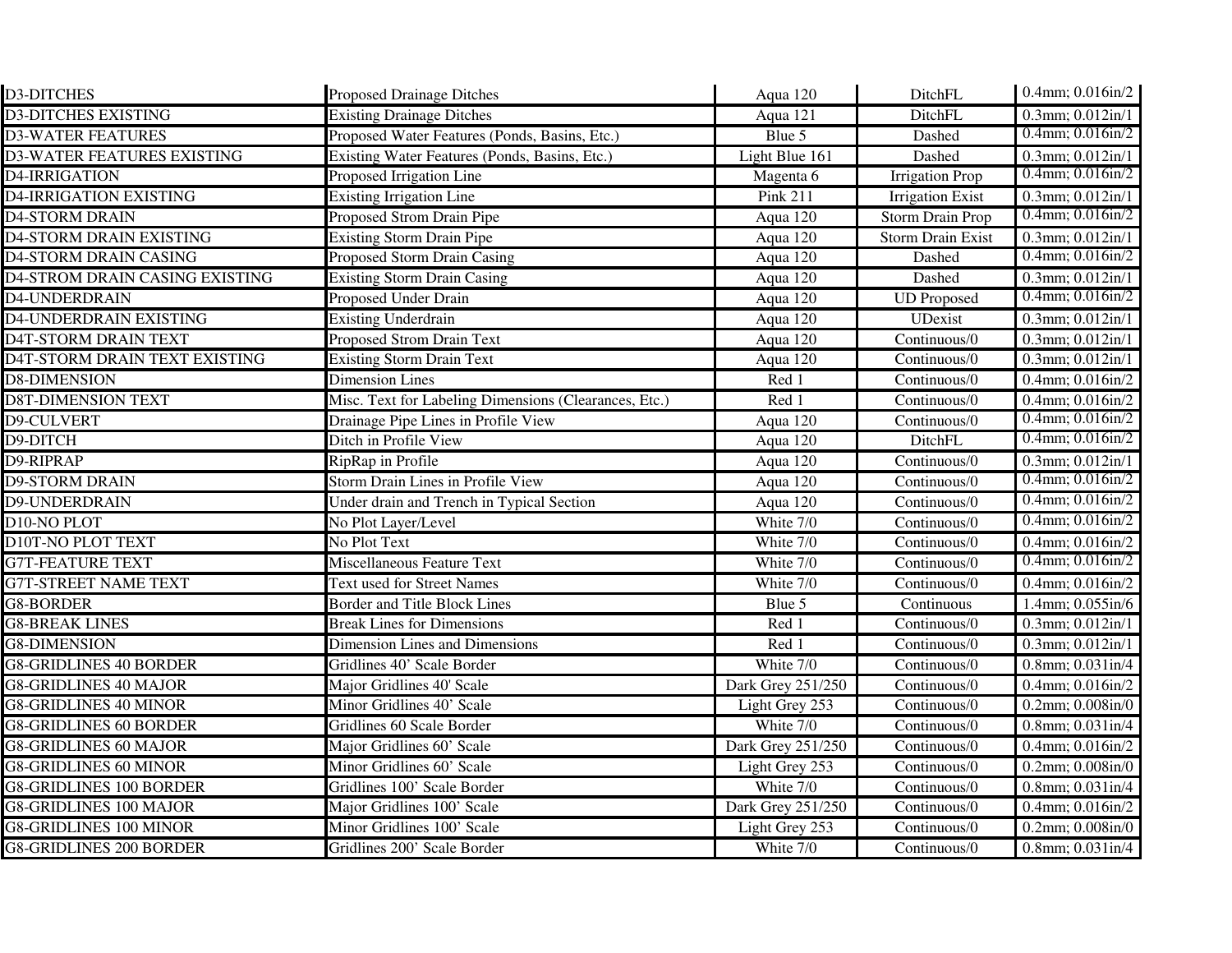| D3-DITCHES | Proposed Drainage Ditches | Aqua 120 | DitchFL | 0.4mm; 0.016in/2 |
|---|---|---|---|---|
| D3-DITCHES EXISTING | Existing Drainage Ditches | Aqua 121 | DitchFL | 0.3mm; 0.012in/1 |
| D3-WATER FEATURES | Proposed Water Features (Ponds, Basins, Etc.) | Blue 5 | Dashed | 0.4mm; 0.016in/2 |
| D3-WATER FEATURES EXISTING | Existing Water Features (Ponds, Basins, Etc.) | Light Blue 161 | Dashed | 0.3mm; 0.012in/1 |
| D4-IRRIGATION | Proposed Irrigation Line | Magenta 6 | Irrigation Prop | 0.4mm; 0.016in/2 |
| D4-IRRIGATION EXISTING | Existing Irrigation Line | Pink 211 | Irrigation Exist | 0.3mm; 0.012in/1 |
| D4-STORM DRAIN | Proposed Strom Drain Pipe | Aqua 120 | Storm Drain Prop | 0.4mm; 0.016in/2 |
| D4-STORM DRAIN EXISTING | Existing Storm Drain Pipe | Aqua 120 | Storm Drain Exist | 0.3mm; 0.012in/1 |
| D4-STORM DRAIN CASING | Proposed Storm Drain Casing | Aqua 120 | Dashed | 0.4mm; 0.016in/2 |
| D4-STROM DRAIN CASING EXISTING | Existing Storm Drain Casing | Aqua 120 | Dashed | 0.3mm; 0.012in/1 |
| D4-UNDERDRAIN | Proposed Under Drain | Aqua 120 | UD Proposed | 0.4mm; 0.016in/2 |
| D4-UNDERDRAIN EXISTING | Existing Underdrain | Aqua 120 | UDexist | 0.3mm; 0.012in/1 |
| D4T-STORM DRAIN TEXT | Proposed Strom Drain Text | Aqua 120 | Continuous/0 | 0.3mm; 0.012in/1 |
| D4T-STORM DRAIN TEXT EXISTING | Existing Storm Drain Text | Aqua 120 | Continuous/0 | 0.3mm; 0.012in/1 |
| D8-DIMENSION | Dimension Lines | Red 1 | Continuous/0 | 0.4mm; 0.016in/2 |
| D8T-DIMENSION TEXT | Misc. Text for Labeling Dimensions (Clearances, Etc.) | Red 1 | Continuous/0 | 0.4mm; 0.016in/2 |
| D9-CULVERT | Drainage Pipe Lines in Profile View | Aqua 120 | Continuous/0 | 0.4mm; 0.016in/2 |
| D9-DITCH | Ditch in Profile View | Aqua 120 | DitchFL | 0.4mm; 0.016in/2 |
| D9-RIPRAP | RipRap in Profile | Aqua 120 | Continuous/0 | 0.3mm; 0.012in/1 |
| D9-STORM DRAIN | Storm Drain Lines in Profile View | Aqua 120 | Continuous/0 | 0.4mm; 0.016in/2 |
| D9-UNDERDRAIN | Under drain and Trench in Typical Section | Aqua 120 | Continuous/0 | 0.4mm; 0.016in/2 |
| D10-NO PLOT | No Plot Layer/Level | White 7/0 | Continuous/0 | 0.4mm; 0.016in/2 |
| D10T-NO PLOT TEXT | No Plot Text | White 7/0 | Continuous/0 | 0.4mm; 0.016in/2 |
| G7T-FEATURE TEXT | Miscellaneous Feature Text | White 7/0 | Continuous/0 | 0.4mm; 0.016in/2 |
| G7T-STREET NAME TEXT | Text used for Street Names | White 7/0 | Continuous/0 | 0.4mm; 0.016in/2 |
| G8-BORDER | Border and Title Block Lines | Blue 5 | Continuous | 1.4mm; 0.055in/6 |
| G8-BREAK LINES | Break Lines for Dimensions | Red 1 | Continuous/0 | 0.3mm; 0.012in/1 |
| G8-DIMENSION | Dimension Lines and Dimensions | Red 1 | Continuous/0 | 0.3mm; 0.012in/1 |
| G8-GRIDLINES 40 BORDER | Gridlines 40' Scale Border | White 7/0 | Continuous/0 | 0.8mm; 0.031in/4 |
| G8-GRIDLINES 40 MAJOR | Major Gridlines 40' Scale | Dark Grey 251/250 | Continuous/0 | 0.4mm; 0.016in/2 |
| G8-GRIDLINES 40 MINOR | Minor Gridlines 40' Scale | Light Grey 253 | Continuous/0 | 0.2mm; 0.008in/0 |
| G8-GRIDLINES 60 BORDER | Gridlines 60 Scale Border | White 7/0 | Continuous/0 | 0.8mm; 0.031in/4 |
| G8-GRIDLINES 60 MAJOR | Major Gridlines 60' Scale | Dark Grey 251/250 | Continuous/0 | 0.4mm; 0.016in/2 |
| G8-GRIDLINES 60 MINOR | Minor Gridlines 60' Scale | Light Grey 253 | Continuous/0 | 0.2mm; 0.008in/0 |
| G8-GRIDLINES 100 BORDER | Gridlines 100' Scale Border | White 7/0 | Continuous/0 | 0.8mm; 0.031in/4 |
| G8-GRIDLINES 100 MAJOR | Major Gridlines 100' Scale | Dark Grey 251/250 | Continuous/0 | 0.4mm; 0.016in/2 |
| G8-GRIDLINES 100 MINOR | Minor Gridlines 100' Scale | Light Grey 253 | Continuous/0 | 0.2mm; 0.008in/0 |
| G8-GRIDLINES 200 BORDER | Gridlines 200' Scale Border | White 7/0 | Continuous/0 | 0.8mm; 0.031in/4 |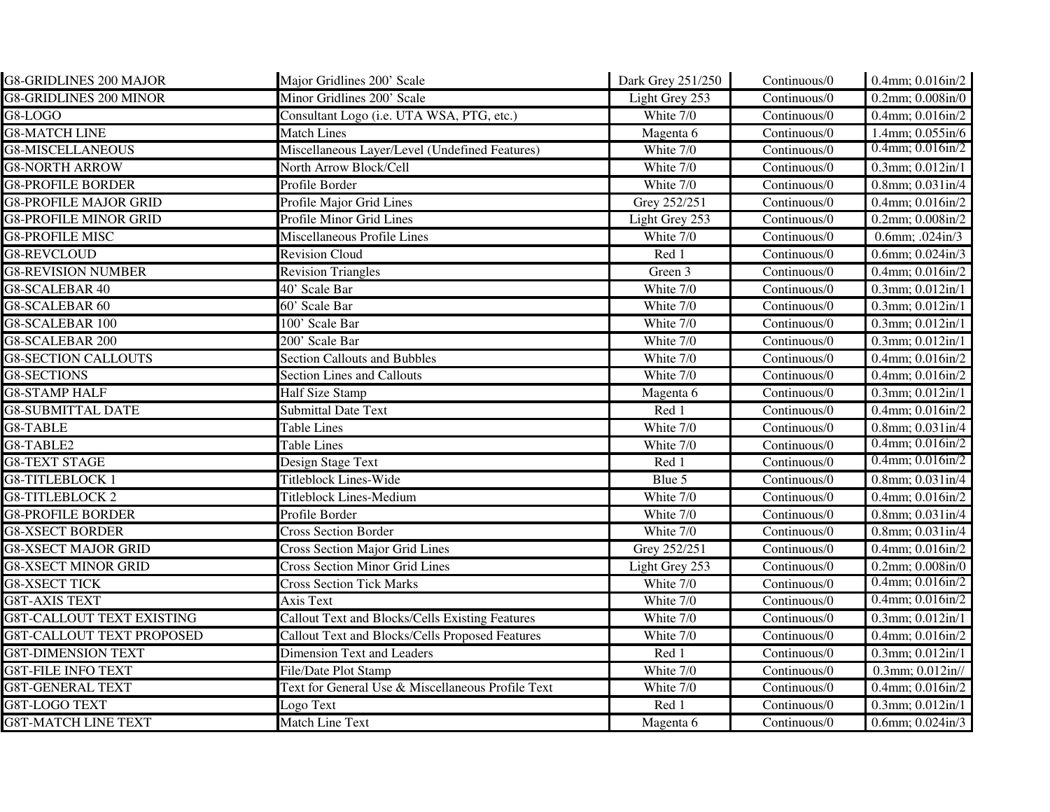| G8-GRIDLINES 200 MAJOR | Major Gridlines 200' Scale | Dark Grey 251/250 | Continuous/0 | 0.4mm; 0.016in/2 |
|---|---|---|---|---|
| G8-GRIDLINES 200 MINOR | Minor Gridlines 200' Scale | Light Grey 253 | Continuous/0 | 0.2mm; 0.008in/0 |
| G8-LOGO | Consultant Logo (i.e. UTA WSA, PTG, etc.) | White 7/0 | Continuous/0 | 0.4mm; 0.016in/2 |
| G8-MATCH LINE | Match Lines | Magenta 6 | Continuous/0 | 1.4mm; 0.055in/6 |
| G8-MISCELLANEOUS | Miscellaneous Layer/Level (Undefined Features) | White 7/0 | Continuous/0 | 0.4mm; 0.016in/2 |
| G8-NORTH ARROW | North Arrow Block/Cell | White 7/0 | Continuous/0 | 0.3mm; 0.012in/1 |
| G8-PROFILE BORDER | Profile Border | White 7/0 | Continuous/0 | 0.8mm; 0.031in/4 |
| G8-PROFILE MAJOR GRID | Profile Major Grid Lines | Grey 252/251 | Continuous/0 | 0.4mm; 0.016in/2 |
| G8-PROFILE MINOR GRID | Profile Minor Grid Lines | Light Grey 253 | Continuous/0 | 0.2mm; 0.008in/2 |
| G8-PROFILE MISC | Miscellaneous Profile Lines | White 7/0 | Continuous/0 | 0.6mm; .024in/3 |
| G8-REVCLOUD | Revision Cloud | Red 1 | Continuous/0 | 0.6mm; 0.024in/3 |
| G8-REVISION NUMBER | Revision Triangles | Green 3 | Continuous/0 | 0.4mm; 0.016in/2 |
| G8-SCALEBAR 40 | 40' Scale Bar | White 7/0 | Continuous/0 | 0.3mm; 0.012in/1 |
| G8-SCALEBAR 60 | 60' Scale Bar | White 7/0 | Continuous/0 | 0.3mm; 0.012in/1 |
| G8-SCALEBAR 100 | 100' Scale Bar | White 7/0 | Continuous/0 | 0.3mm; 0.012in/1 |
| G8-SCALEBAR 200 | 200' Scale Bar | White 7/0 | Continuous/0 | 0.3mm; 0.012in/1 |
| G8-SECTION CALLOUTS | Section Callouts and Bubbles | White 7/0 | Continuous/0 | 0.4mm; 0.016in/2 |
| G8-SECTIONS | Section Lines and Callouts | White 7/0 | Continuous/0 | 0.4mm; 0.016in/2 |
| G8-STAMP HALF | Half Size Stamp | Magenta 6 | Continuous/0 | 0.3mm; 0.012in/1 |
| G8-SUBMITTAL DATE | Submittal Date Text | Red 1 | Continuous/0 | 0.4mm; 0.016in/2 |
| G8-TABLE | Table Lines | White 7/0 | Continuous/0 | 0.8mm; 0.031in/4 |
| G8-TABLE2 | Table Lines | White 7/0 | Continuous/0 | 0.4mm; 0.016in/2 |
| G8-TEXT STAGE | Design Stage Text | Red 1 | Continuous/0 | 0.4mm; 0.016in/2 |
| G8-TITLEBLOCK 1 | Titleblock Lines-Wide | Blue 5 | Continuous/0 | 0.8mm; 0.031in/4 |
| G8-TITLEBLOCK 2 | Titleblock Lines-Medium | White 7/0 | Continuous/0 | 0.4mm; 0.016in/2 |
| G8-PROFILE BORDER | Profile Border | White 7/0 | Continuous/0 | 0.8mm; 0.031in/4 |
| G8-XSECT BORDER | Cross Section Border | White 7/0 | Continuous/0 | 0.8mm; 0.031in/4 |
| G8-XSECT MAJOR GRID | Cross Section Major Grid Lines | Grey 252/251 | Continuous/0 | 0.4mm; 0.016in/2 |
| G8-XSECT MINOR GRID | Cross Section Minor Grid Lines | Light Grey 253 | Continuous/0 | 0.2mm; 0.008in/0 |
| G8-XSECT TICK | Cross Section Tick Marks | White 7/0 | Continuous/0 | 0.4mm; 0.016in/2 |
| G8T-AXIS TEXT | Axis Text | White 7/0 | Continuous/0 | 0.4mm; 0.016in/2 |
| G8T-CALLOUT TEXT EXISTING | Callout Text and Blocks/Cells Existing Features | White 7/0 | Continuous/0 | 0.3mm; 0.012in/1 |
| G8T-CALLOUT TEXT PROPOSED | Callout Text and Blocks/Cells Proposed Features | White 7/0 | Continuous/0 | 0.4mm; 0.016in/2 |
| G8T-DIMENSION TEXT | Dimension Text and Leaders | Red 1 | Continuous/0 | 0.3mm; 0.012in/1 |
| G8T-FILE INFO TEXT | File/Date Plot Stamp | White 7/0 | Continuous/0 | 0.3mm; 0.012in// |
| G8T-GENERAL TEXT | Text for General Use & Miscellaneous Profile Text | White 7/0 | Continuous/0 | 0.4mm; 0.016in/2 |
| G8T-LOGO TEXT | Logo Text | Red 1 | Continuous/0 | 0.3mm; 0.012in/1 |
| G8T-MATCH LINE TEXT | Match Line Text | Magenta 6 | Continuous/0 | 0.6mm; 0.024in/3 |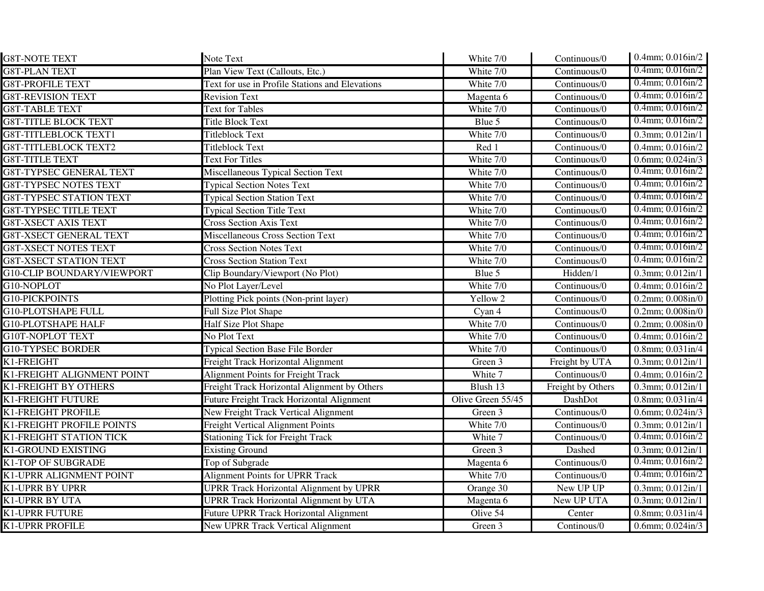| | | | | |
|---|---|---|---|---|
| G8T-NOTE TEXT | Note Text | White 7/0 | Continuous/0 | 0.4mm; 0.016in/2 |
| G8T-PLAN TEXT | Plan View Text (Callouts, Etc.) | White 7/0 | Continuous/0 | 0.4mm; 0.016in/2 |
| G8T-PROFILE TEXT | Text for use in Profile Stations and Elevations | White 7/0 | Continuous/0 | 0.4mm; 0.016in/2 |
| G8T-REVISION TEXT | Revision Text | Magenta 6 | Continuous/0 | 0.4mm; 0.016in/2 |
| G8T-TABLE TEXT | Text for Tables | White 7/0 | Continuous/0 | 0.4mm; 0.016in/2 |
| G8T-TITLE BLOCK TEXT | Title Block Text | Blue 5 | Continuous/0 | 0.4mm; 0.016in/2 |
| G8T-TITLEBLOCK TEXT1 | Titleblock Text | White 7/0 | Continuous/0 | 0.3mm; 0.012in/1 |
| G8T-TITLEBLOCK TEXT2 | Titleblock Text | Red 1 | Continuous/0 | 0.4mm; 0.016in/2 |
| G8T-TITLE TEXT | Text For Titles | White 7/0 | Continuous/0 | 0.6mm; 0.024in/3 |
| G8T-TYPSEC GENERAL TEXT | Miscellaneous Typical Section Text | White 7/0 | Continuous/0 | 0.4mm; 0.016in/2 |
| G8T-TYPSEC NOTES TEXT | Typical Section Notes Text | White 7/0 | Continuous/0 | 0.4mm; 0.016in/2 |
| G8T-TYPSEC STATION TEXT | Typical Section Station Text | White 7/0 | Continuous/0 | 0.4mm; 0.016in/2 |
| G8T-TYPSEC TITLE TEXT | Typical Section Title Text | White 7/0 | Continuous/0 | 0.4mm; 0.016in/2 |
| G8T-XSECT AXIS TEXT | Cross Section Axis Text | White 7/0 | Continuous/0 | 0.4mm; 0.016in/2 |
| G8T-XSECT GENERAL TEXT | Miscellaneous Cross Section Text | White 7/0 | Continuous/0 | 0.4mm; 0.016in/2 |
| G8T-XSECT NOTES TEXT | Cross Section Notes Text | White 7/0 | Continuous/0 | 0.4mm; 0.016in/2 |
| G8T-XSECT STATION TEXT | Cross Section Station Text | White 7/0 | Continuous/0 | 0.4mm; 0.016in/2 |
| G10-CLIP BOUNDARY/VIEWPORT | Clip Boundary/Viewport (No Plot) | Blue 5 | Hidden/1 | 0.3mm; 0.012in/1 |
| G10-NOPLOT | No Plot Layer/Level | White 7/0 | Continuous/0 | 0.4mm; 0.016in/2 |
| G10-PICKPOINTS | Plotting Pick points (Non-print layer) | Yellow 2 | Continuous/0 | 0.2mm; 0.008in/0 |
| G10-PLOTSHAPE FULL | Full Size Plot Shape | Cyan 4 | Continuous/0 | 0.2mm; 0.008in/0 |
| G10-PLOTSHAPE HALF | Half Size Plot Shape | White 7/0 | Continuous/0 | 0.2mm; 0.008in/0 |
| G10T-NOPLOT TEXT | No Plot Text | White 7/0 | Continuous/0 | 0.4mm; 0.016in/2 |
| G10-TYPSEC BORDER | Typical Section Base File Border | White 7/0 | Continuous/0 | 0.8mm; 0.031in/4 |
| K1-FREIGHT | Freight Track Horizontal Alignment | Green 3 | Freight by UTA | 0.3mm; 0.012in/1 |
| K1-FREIGHT ALIGNMENT POINT | Alignment Points for Freight Track | White 7 | Continuous/0 | 0.4mm; 0.016in/2 |
| K1-FREIGHT BY OTHERS | Freight Track Horizontal Alignment by Others | Blush 13 | Freight by Others | 0.3mm; 0.012in/1 |
| K1-FREIGHT FUTURE | Future Freight Track Horizontal Alignment | Olive Green 55/45 | DashDot | 0.8mm; 0.031in/4 |
| K1-FREIGHT PROFILE | New Freight Track Vertical Alignment | Green 3 | Continuous/0 | 0.6mm; 0.024in/3 |
| K1-FREIGHT PROFILE POINTS | Freight Vertical Alignment Points | White 7/0 | Continuous/0 | 0.3mm; 0.012in/1 |
| K1-FREIGHT STATION TICK | Stationing Tick for Freight Track | White 7 | Continuous/0 | 0.4mm; 0.016in/2 |
| K1-GROUND EXISTING | Existing Ground | Green 3 | Dashed | 0.3mm; 0.012in/1 |
| K1-TOP OF SUBGRADE | Top of Subgrade | Magenta 6 | Continuous/0 | 0.4mm; 0.016in/2 |
| K1-UPRR ALIGNMENT POINT | Alignment Points for UPRR Track | White 7/0 | Continuous/0 | 0.4mm; 0.016in/2 |
| K1-UPRR BY UPRR | UPRR Track Horizontal Alignment by UPRR | Orange 30 | New UP UP | 0.3mm; 0.012in/1 |
| K1-UPRR BY UTA | UPRR Track Horizontal Alignment by UTA | Magenta 6 | New UP UTA | 0.3mm; 0.012in/1 |
| K1-UPRR FUTURE | Future UPRR Track Horizontal Alignment | Olive 54 | Center | 0.8mm; 0.031in/4 |
| K1-UPRR PROFILE | New UPRR Track Vertical Alignment | Green 3 | Continous/0 | 0.6mm; 0.024in/3 |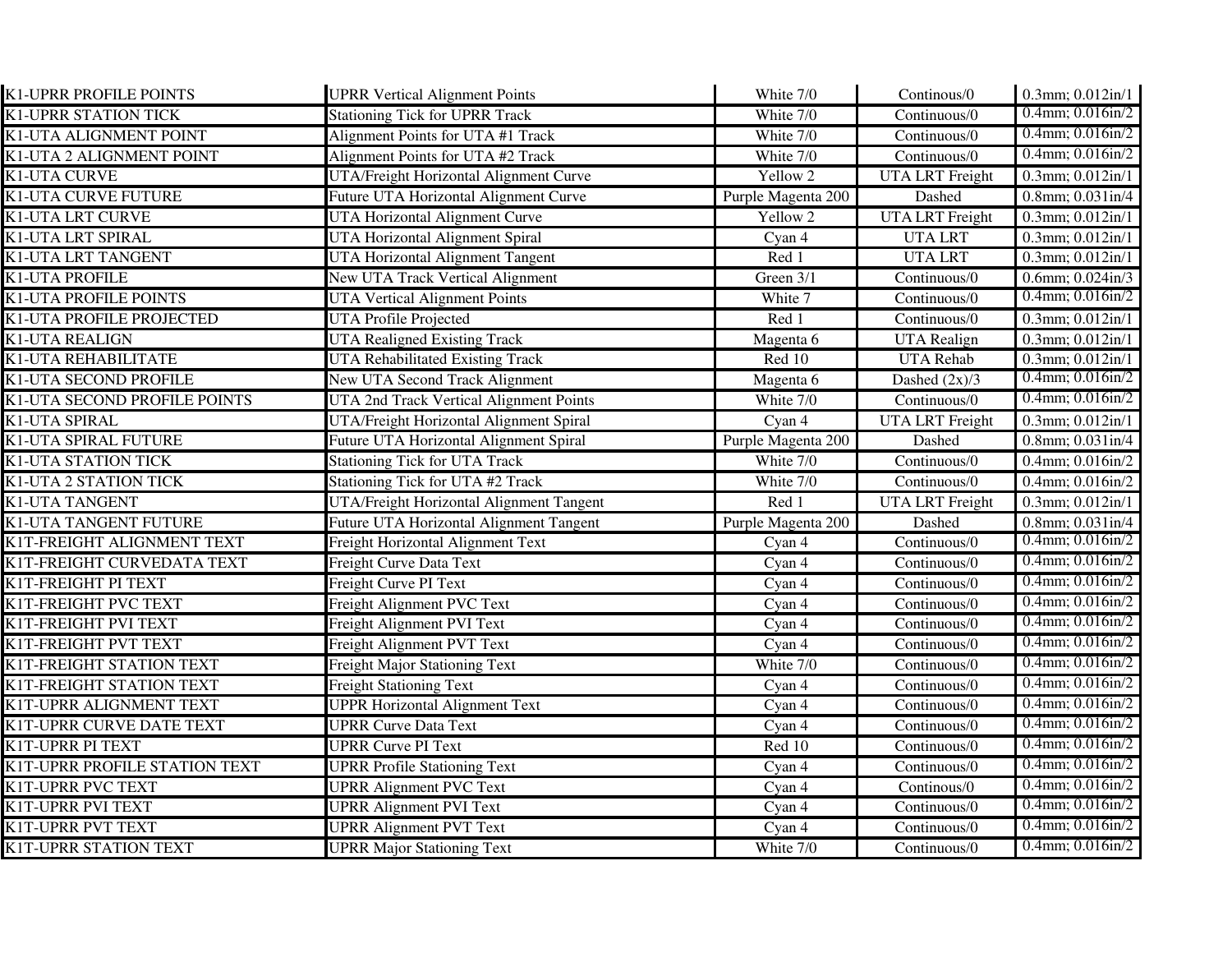| K1-UPRR PROFILE POINTS | UPRR Vertical Alignment Points | White 7/0 | Continous/0 | 0.3mm; 0.012in/1 |
|---|---|---|---|---|
| K1-UPRR STATION TICK | Stationing Tick for UPRR Track | White 7/0 | Continuous/0 | 0.4mm; 0.016in/2 |
| K1-UTA ALIGNMENT POINT | Alignment Points for UTA #1 Track | White 7/0 | Continuous/0 | 0.4mm; 0.016in/2 |
| K1-UTA 2 ALIGNMENT POINT | Alignment Points for UTA #2 Track | White 7/0 | Continuous/0 | 0.4mm; 0.016in/2 |
| K1-UTA CURVE | UTA/Freight Horizontal Alignment Curve | Yellow 2 | UTA LRT Freight | 0.3mm; 0.012in/1 |
| K1-UTA CURVE FUTURE | Future UTA Horizontal Alignment Curve | Purple Magenta 200 | Dashed | 0.8mm; 0.031in/4 |
| K1-UTA LRT CURVE | UTA Horizontal Alignment Curve | Yellow 2 | UTA LRT Freight | 0.3mm; 0.012in/1 |
| K1-UTA LRT SPIRAL | UTA Horizontal Alignment Spiral | Cyan 4 | UTA LRT | 0.3mm; 0.012in/1 |
| K1-UTA LRT TANGENT | UTA Horizontal Alignment Tangent | Red 1 | UTA LRT | 0.3mm; 0.012in/1 |
| K1-UTA PROFILE | New UTA Track Vertical Alignment | Green 3/1 | Continuous/0 | 0.6mm; 0.024in/3 |
| K1-UTA PROFILE POINTS | UTA Vertical Alignment Points | White 7 | Continuous/0 | 0.4mm; 0.016in/2 |
| K1-UTA PROFILE PROJECTED | UTA Profile Projected | Red 1 | Continuous/0 | 0.3mm; 0.012in/1 |
| K1-UTA REALIGN | UTA Realigned Existing Track | Magenta 6 | UTA Realign | 0.3mm; 0.012in/1 |
| K1-UTA REHABILITATE | UTA Rehabilitated Existing Track | Red 10 | UTA Rehab | 0.3mm; 0.012in/1 |
| K1-UTA SECOND PROFILE | New UTA Second Track Alignment | Magenta 6 | Dashed (2x)/3 | 0.4mm; 0.016in/2 |
| K1-UTA SECOND PROFILE POINTS | UTA 2nd Track Vertical Alignment Points | White 7/0 | Continuous/0 | 0.4mm; 0.016in/2 |
| K1-UTA SPIRAL | UTA/Freight Horizontal Alignment Spiral | Cyan 4 | UTA LRT Freight | 0.3mm; 0.012in/1 |
| K1-UTA SPIRAL FUTURE | Future UTA Horizontal Alignment Spiral | Purple Magenta 200 | Dashed | 0.8mm; 0.031in/4 |
| K1-UTA STATION TICK | Stationing Tick for UTA Track | White 7/0 | Continuous/0 | 0.4mm; 0.016in/2 |
| K1-UTA 2 STATION TICK | Stationing Tick for UTA #2 Track | White 7/0 | Continuous/0 | 0.4mm; 0.016in/2 |
| K1-UTA TANGENT | UTA/Freight Horizontal Alignment Tangent | Red 1 | UTA LRT Freight | 0.3mm; 0.012in/1 |
| K1-UTA TANGENT FUTURE | Future UTA Horizontal Alignment Tangent | Purple Magenta 200 | Dashed | 0.8mm; 0.031in/4 |
| K1T-FREIGHT ALIGNMENT TEXT | Freight Horizontal Alignment Text | Cyan 4 | Continuous/0 | 0.4mm; 0.016in/2 |
| K1T-FREIGHT CURVEDATA TEXT | Freight Curve Data Text | Cyan 4 | Continuous/0 | 0.4mm; 0.016in/2 |
| K1T-FREIGHT PI TEXT | Freight Curve PI Text | Cyan 4 | Continuous/0 | 0.4mm; 0.016in/2 |
| K1T-FREIGHT PVC TEXT | Freight Alignment PVC Text | Cyan 4 | Continuous/0 | 0.4mm; 0.016in/2 |
| K1T-FREIGHT PVI TEXT | Freight Alignment PVI Text | Cyan 4 | Continuous/0 | 0.4mm; 0.016in/2 |
| K1T-FREIGHT PVT TEXT | Freight Alignment PVT Text | Cyan 4 | Continuous/0 | 0.4mm; 0.016in/2 |
| K1T-FREIGHT STATION TEXT | Freight Major Stationing Text | White 7/0 | Continuous/0 | 0.4mm; 0.016in/2 |
| K1T-FREIGHT STATION TEXT | Freight Stationing Text | Cyan 4 | Continuous/0 | 0.4mm; 0.016in/2 |
| K1T-UPRR ALIGNMENT TEXT | UPPR Horizontal Alignment Text | Cyan 4 | Continuous/0 | 0.4mm; 0.016in/2 |
| K1T-UPRR CURVE DATE TEXT | UPRR Curve Data Text | Cyan 4 | Continuous/0 | 0.4mm; 0.016in/2 |
| K1T-UPRR PI TEXT | UPRR Curve PI Text | Red 10 | Continuous/0 | 0.4mm; 0.016in/2 |
| K1T-UPRR PROFILE STATION TEXT | UPRR Profile Stationing Text | Cyan 4 | Continuous/0 | 0.4mm; 0.016in/2 |
| K1T-UPRR PVC TEXT | UPRR Alignment PVC Text | Cyan 4 | Continous/0 | 0.4mm; 0.016in/2 |
| K1T-UPRR PVI TEXT | UPRR Alignment PVI Text | Cyan 4 | Continuous/0 | 0.4mm; 0.016in/2 |
| K1T-UPRR PVT TEXT | UPRR Alignment PVT Text | Cyan 4 | Continuous/0 | 0.4mm; 0.016in/2 |
| K1T-UPRR STATION TEXT | UPRR Major Stationing Text | White 7/0 | Continuous/0 | 0.4mm; 0.016in/2 |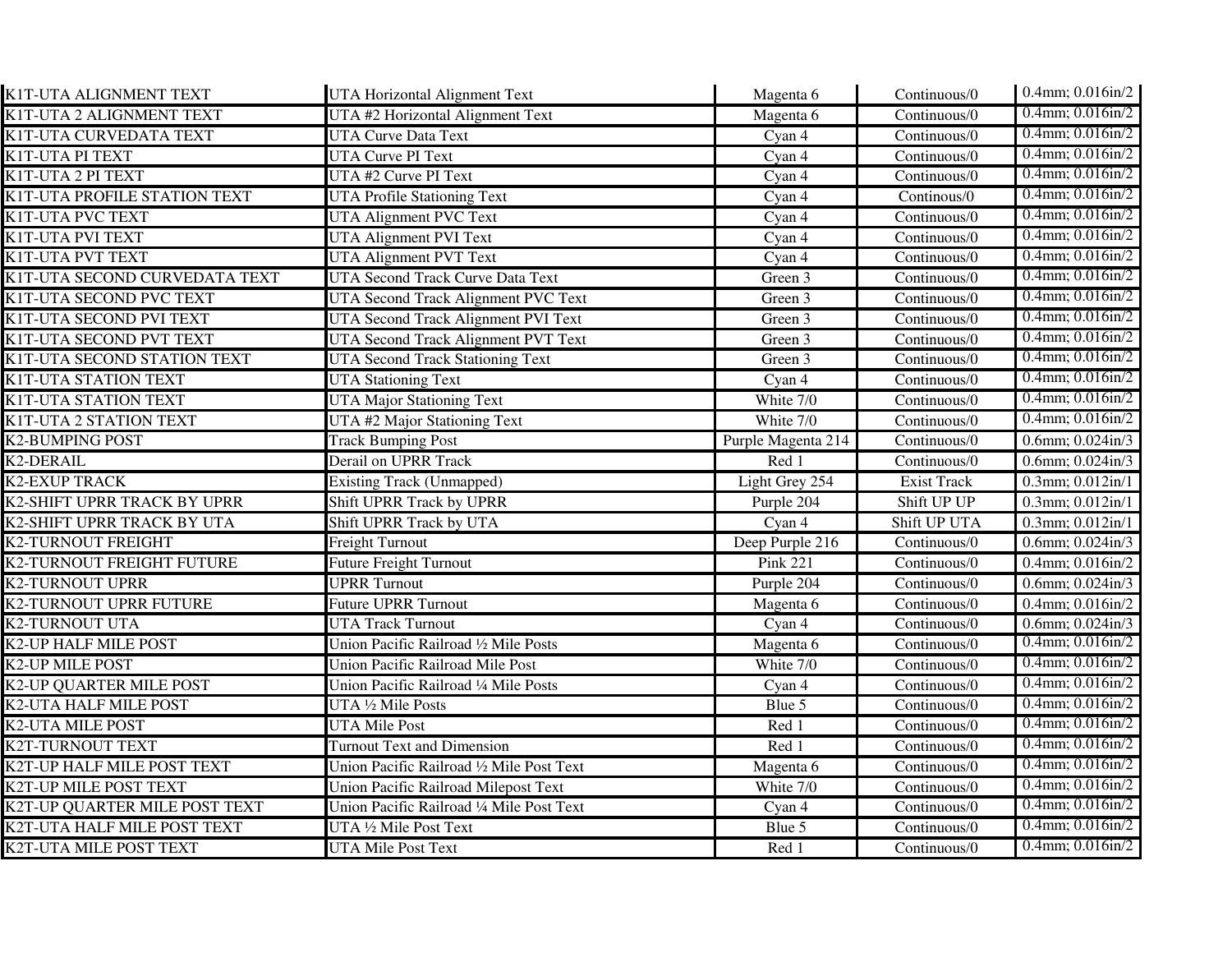| K1T-UTA ALIGNMENT TEXT | UTA Horizontal Alignment Text | Magenta 6 | Continuous/0 | 0.4mm; 0.016in/2 |
|---|---|---|---|---|
| K1T-UTA 2 ALIGNMENT TEXT | UTA #2 Horizontal Alignment Text | Magenta 6 | Continuous/0 | 0.4mm; 0.016in/2 |
| K1T-UTA CURVEDATA TEXT | UTA Curve Data Text | Cyan 4 | Continuous/0 | 0.4mm; 0.016in/2 |
| K1T-UTA PI TEXT | UTA Curve PI Text | Cyan 4 | Continuous/0 | 0.4mm; 0.016in/2 |
| K1T-UTA 2 PI TEXT | UTA #2 Curve PI Text | Cyan 4 | Continuous/0 | 0.4mm; 0.016in/2 |
| K1T-UTA PROFILE STATION TEXT | UTA Profile Stationing Text | Cyan 4 | Continous/0 | 0.4mm; 0.016in/2 |
| K1T-UTA PVC TEXT | UTA Alignment PVC Text | Cyan 4 | Continuous/0 | 0.4mm; 0.016in/2 |
| K1T-UTA PVI TEXT | UTA Alignment PVI Text | Cyan 4 | Continuous/0 | 0.4mm; 0.016in/2 |
| K1T-UTA PVT TEXT | UTA Alignment PVT Text | Cyan 4 | Continuous/0 | 0.4mm; 0.016in/2 |
| K1T-UTA SECOND CURVEDATA TEXT | UTA Second Track Curve Data Text | Green 3 | Continuous/0 | 0.4mm; 0.016in/2 |
| K1T-UTA SECOND PVC TEXT | UTA Second Track Alignment PVC Text | Green 3 | Continuous/0 | 0.4mm; 0.016in/2 |
| K1T-UTA SECOND PVI TEXT | UTA Second Track Alignment PVI Text | Green 3 | Continuous/0 | 0.4mm; 0.016in/2 |
| K1T-UTA SECOND PVT TEXT | UTA Second Track Alignment PVT Text | Green 3 | Continuous/0 | 0.4mm; 0.016in/2 |
| K1T-UTA SECOND STATION TEXT | UTA Second Track Stationing Text | Green 3 | Continuous/0 | 0.4mm; 0.016in/2 |
| K1T-UTA STATION TEXT | UTA Stationing Text | Cyan 4 | Continuous/0 | 0.4mm; 0.016in/2 |
| K1T-UTA STATION TEXT | UTA Major Stationing Text | White 7/0 | Continuous/0 | 0.4mm; 0.016in/2 |
| K1T-UTA 2 STATION TEXT | UTA #2 Major Stationing Text | White 7/0 | Continuous/0 | 0.4mm; 0.016in/2 |
| K2-BUMPING POST | Track Bumping Post | Purple Magenta 214 | Continuous/0 | 0.6mm; 0.024in/3 |
| K2-DERAIL | Derail on UPRR Track | Red 1 | Continuous/0 | 0.6mm; 0.024in/3 |
| K2-EXUP TRACK | Existing Track (Unmapped) | Light Grey 254 | Exist Track | 0.3mm; 0.012in/1 |
| K2-SHIFT UPRR TRACK BY UPRR | Shift UPRR Track by UPRR | Purple 204 | Shift UP UP | 0.3mm; 0.012in/1 |
| K2-SHIFT UPRR TRACK BY UTA | Shift UPRR Track by UTA | Cyan 4 | Shift UP UTA | 0.3mm; 0.012in/1 |
| K2-TURNOUT FREIGHT | Freight Turnout | Deep Purple 216 | Continuous/0 | 0.6mm; 0.024in/3 |
| K2-TURNOUT FREIGHT FUTURE | Future Freight Turnout | Pink 221 | Continuous/0 | 0.4mm; 0.016in/2 |
| K2-TURNOUT UPRR | UPRR Turnout | Purple 204 | Continuous/0 | 0.6mm; 0.024in/3 |
| K2-TURNOUT UPRR FUTURE | Future UPRR Turnout | Magenta 6 | Continuous/0 | 0.4mm; 0.016in/2 |
| K2-TURNOUT UTA | UTA Track Turnout | Cyan 4 | Continuous/0 | 0.6mm; 0.024in/3 |
| K2-UP HALF MILE POST | Union Pacific Railroad ½ Mile Posts | Magenta 6 | Continuous/0 | 0.4mm; 0.016in/2 |
| K2-UP MILE POST | Union Pacific Railroad Mile Post | White 7/0 | Continuous/0 | 0.4mm; 0.016in/2 |
| K2-UP QUARTER MILE POST | Union Pacific Railroad ¼ Mile Posts | Cyan 4 | Continuous/0 | 0.4mm; 0.016in/2 |
| K2-UTA HALF MILE POST | UTA ½ Mile Posts | Blue 5 | Continuous/0 | 0.4mm; 0.016in/2 |
| K2-UTA MILE POST | UTA Mile Post | Red 1 | Continuous/0 | 0.4mm; 0.016in/2 |
| K2T-TURNOUT TEXT | Turnout Text and Dimension | Red 1 | Continuous/0 | 0.4mm; 0.016in/2 |
| K2T-UP HALF MILE POST TEXT | Union Pacific Railroad ½ Mile Post Text | Magenta 6 | Continuous/0 | 0.4mm; 0.016in/2 |
| K2T-UP MILE POST TEXT | Union Pacific Railroad Milepost Text | White 7/0 | Continuous/0 | 0.4mm; 0.016in/2 |
| K2T-UP QUARTER MILE POST TEXT | Union Pacific Railroad ¼ Mile Post Text | Cyan 4 | Continuous/0 | 0.4mm; 0.016in/2 |
| K2T-UTA HALF MILE POST TEXT | UTA ½ Mile Post Text | Blue 5 | Continuous/0 | 0.4mm; 0.016in/2 |
| K2T-UTA MILE POST TEXT | UTA Mile Post Text | Red 1 | Continuous/0 | 0.4mm; 0.016in/2 |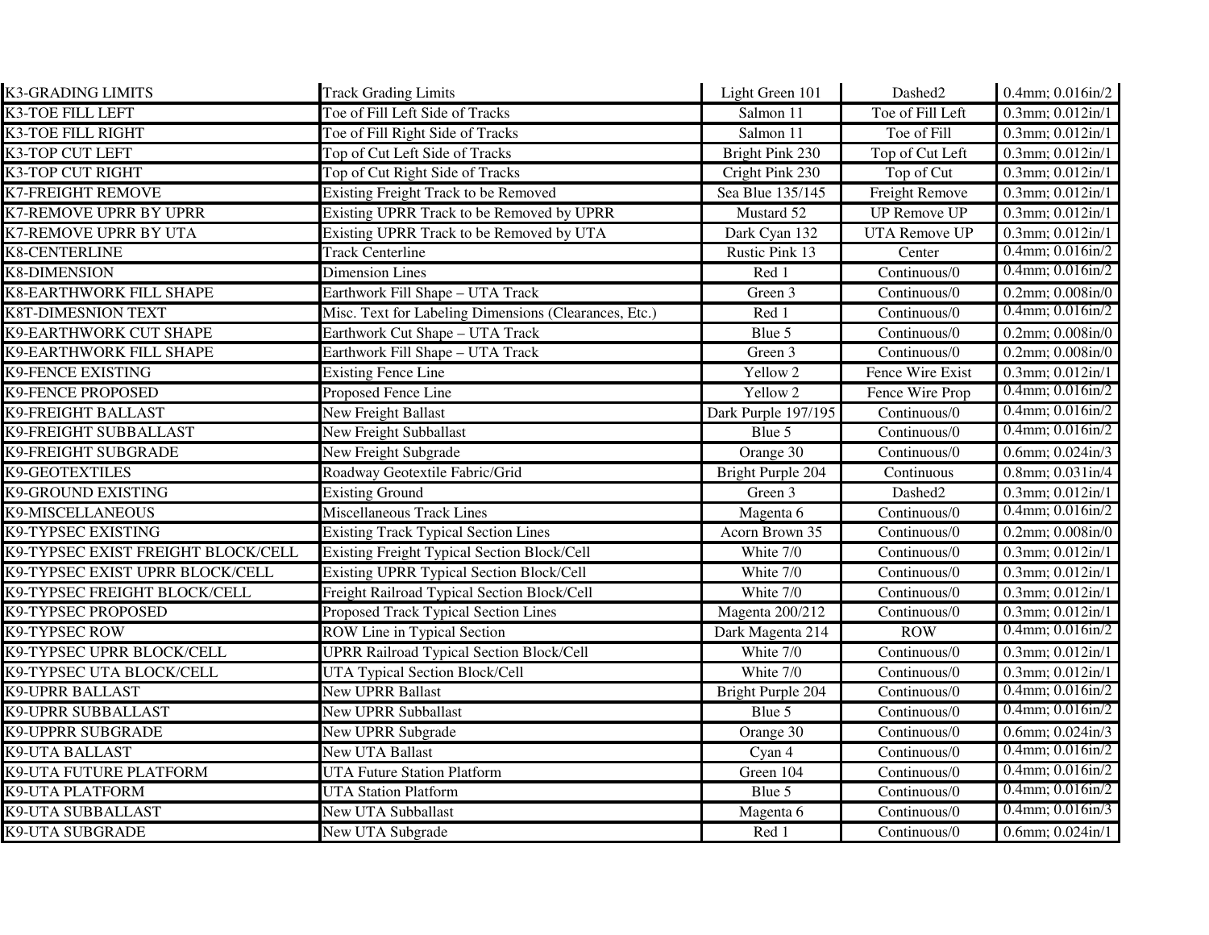| K3-GRADING LIMITS | Track Grading Limits | Light Green 101 | Dashed2 | 0.4mm; 0.016in/2 |
|---|---|---|---|---|
| K3-TOE FILL LEFT | Toe of Fill Left Side of Tracks | Salmon 11 | Toe of Fill Left | 0.3mm; 0.012in/1 |
| K3-TOE FILL RIGHT | Toe of Fill Right Side of Tracks | Salmon 11 | Toe of Fill | 0.3mm; 0.012in/1 |
| K3-TOP CUT LEFT | Top of Cut Left Side of Tracks | Bright Pink 230 | Top of Cut Left | 0.3mm; 0.012in/1 |
| K3-TOP CUT RIGHT | Top of Cut Right Side of Tracks | Cright Pink 230 | Top of Cut | 0.3mm; 0.012in/1 |
| K7-FREIGHT REMOVE | Existing Freight Track to be Removed | Sea Blue 135/145 | Freight Remove | 0.3mm; 0.012in/1 |
| K7-REMOVE UPRR BY UPRR | Existing UPRR Track to be Removed by UPRR | Mustard 52 | UP Remove UP | 0.3mm; 0.012in/1 |
| K7-REMOVE UPRR BY UTA | Existing UPRR Track to be Removed by UTA | Dark Cyan 132 | UTA Remove UP | 0.3mm; 0.012in/1 |
| K8-CENTERLINE | Track Centerline | Rustic Pink 13 | Center | 0.4mm; 0.016in/2 |
| K8-DIMENSION | Dimension Lines | Red 1 | Continuous/0 | 0.4mm; 0.016in/2 |
| K8-EARTHWORK FILL SHAPE | Earthwork Fill Shape – UTA Track | Green 3 | Continuous/0 | 0.2mm; 0.008in/0 |
| K8T-DIMESNION TEXT | Misc. Text for Labeling Dimensions (Clearances, Etc.) | Red 1 | Continuous/0 | 0.4mm; 0.016in/2 |
| K9-EARTHWORK CUT SHAPE | Earthwork Cut Shape – UTA Track | Blue 5 | Continuous/0 | 0.2mm; 0.008in/0 |
| K9-EARTHWORK FILL SHAPE | Earthwork Fill Shape – UTA Track | Green 3 | Continuous/0 | 0.2mm; 0.008in/0 |
| K9-FENCE EXISTING | Existing Fence Line | Yellow 2 | Fence Wire Exist | 0.3mm; 0.012in/1 |
| K9-FENCE PROPOSED | Proposed Fence Line | Yellow 2 | Fence Wire Prop | 0.4mm; 0.016in/2 |
| K9-FREIGHT BALLAST | New Freight Ballast | Dark Purple 197/195 | Continuous/0 | 0.4mm; 0.016in/2 |
| K9-FREIGHT SUBBALLAST | New Freight Subballast | Blue 5 | Continuous/0 | 0.4mm; 0.016in/2 |
| K9-FREIGHT SUBGRADE | New Freight Subgrade | Orange 30 | Continuous/0 | 0.6mm; 0.024in/3 |
| K9-GEOTEXTILES | Roadway Geotextile Fabric/Grid | Bright Purple 204 | Continuous | 0.8mm; 0.031in/4 |
| K9-GROUND EXISTING | Existing Ground | Green 3 | Dashed2 | 0.3mm; 0.012in/1 |
| K9-MISCELLANEOUS | Miscellaneous Track Lines | Magenta 6 | Continuous/0 | 0.4mm; 0.016in/2 |
| K9-TYPSEC EXISTING | Existing Track Typical Section Lines | Acorn Brown 35 | Continuous/0 | 0.2mm; 0.008in/0 |
| K9-TYPSEC EXIST FREIGHT BLOCK/CELL | Existing Freight Typical Section Block/Cell | White 7/0 | Continuous/0 | 0.3mm; 0.012in/1 |
| K9-TYPSEC EXIST UPRR BLOCK/CELL | Existing UPRR Typical Section Block/Cell | White 7/0 | Continuous/0 | 0.3mm; 0.012in/1 |
| K9-TYPSEC FREIGHT BLOCK/CELL | Freight Railroad Typical Section Block/Cell | White 7/0 | Continuous/0 | 0.3mm; 0.012in/1 |
| K9-TYPSEC PROPOSED | Proposed Track Typical Section Lines | Magenta 200/212 | Continuous/0 | 0.3mm; 0.012in/1 |
| K9-TYPSEC ROW | ROW Line in Typical Section | Dark Magenta 214 | ROW | 0.4mm; 0.016in/2 |
| K9-TYPSEC UPRR BLOCK/CELL | UPRR Railroad Typical Section Block/Cell | White 7/0 | Continuous/0 | 0.3mm; 0.012in/1 |
| K9-TYPSEC UTA BLOCK/CELL | UTA Typical Section Block/Cell | White 7/0 | Continuous/0 | 0.3mm; 0.012in/1 |
| K9-UPRR BALLAST | New UPRR Ballast | Bright Purple 204 | Continuous/0 | 0.4mm; 0.016in/2 |
| K9-UPRR SUBBALLAST | New UPRR Subballast | Blue 5 | Continuous/0 | 0.4mm; 0.016in/2 |
| K9-UPPRR SUBGRADE | New UPRR Subgrade | Orange 30 | Continuous/0 | 0.6mm; 0.024in/3 |
| K9-UTA BALLAST | New UTA Ballast | Cyan 4 | Continuous/0 | 0.4mm; 0.016in/2 |
| K9-UTA FUTURE PLATFORM | UTA Future Station Platform | Green 104 | Continuous/0 | 0.4mm; 0.016in/2 |
| K9-UTA PLATFORM | UTA Station Platform | Blue 5 | Continuous/0 | 0.4mm; 0.016in/2 |
| K9-UTA SUBBALLAST | New UTA Subballast | Magenta 6 | Continuous/0 | 0.4mm; 0.016in/3 |
| K9-UTA SUBGRADE | New UTA Subgrade | Red 1 | Continuous/0 | 0.6mm; 0.024in/1 |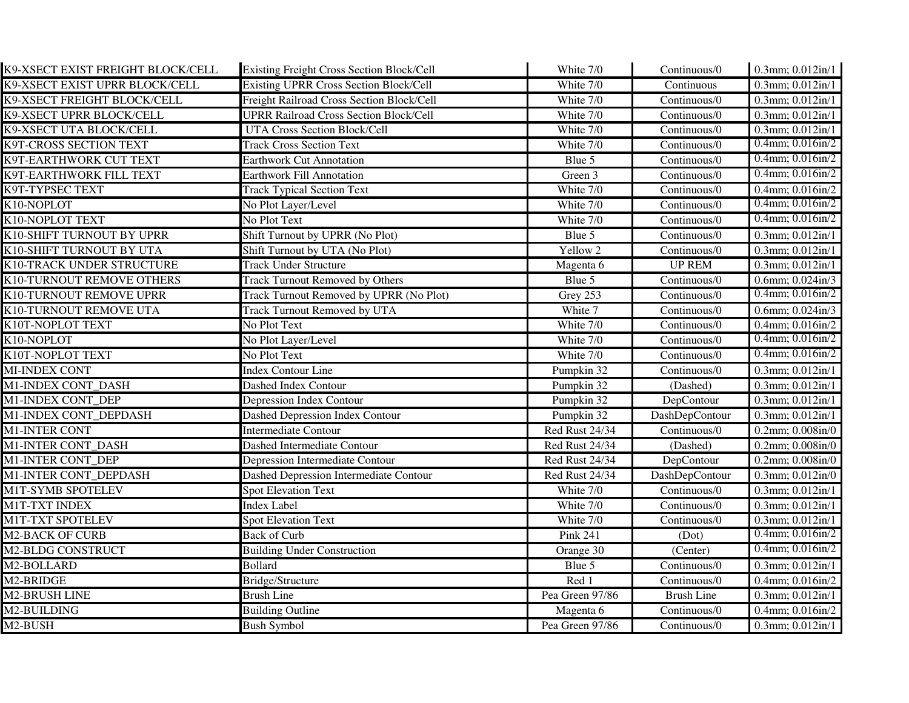| K9-XSECT EXIST FREIGHT BLOCK/CELL | Existing Freight Cross Section Block/Cell | White 7/0 | Continuous/0 | 0.3mm; 0.012in/1 |
|---|---|---|---|---|
| K9-XSECT EXIST UPRR BLOCK/CELL | Existing UPRR Cross Section Block/Cell | White 7/0 | Continuous | 0.3mm; 0.012in/1 |
| K9-XSECT FREIGHT BLOCK/CELL | Freight Railroad Cross Section Block/Cell | White 7/0 | Continuous/0 | 0.3mm; 0.012in/1 |
| K9-XSECT UPRR BLOCK/CELL | UPRR Railroad Cross Section Block/Cell | White 7/0 | Continuous/0 | 0.3mm; 0.012in/1 |
| K9-XSECT UTA BLOCK/CELL | UTA Cross Section Block/Cell | White 7/0 | Continuous/0 | 0.3mm; 0.012in/1 |
| K9T-CROSS SECTION TEXT | Track Cross Section Text | White 7/0 | Continuous/0 | 0.4mm; 0.016in/2 |
| K9T-EARTHWORK CUT TEXT | Earthwork Cut Annotation | Blue 5 | Continuous/0 | 0.4mm; 0.016in/2 |
| K9T-EARTHWORK FILL TEXT | Earthwork Fill Annotation | Green 3 | Continuous/0 | 0.4mm; 0.016in/2 |
| K9T-TYPSEC TEXT | Track Typical Section Text | White 7/0 | Continuous/0 | 0.4mm; 0.016in/2 |
| K10-NOPLOT | No Plot Layer/Level | White 7/0 | Continuous/0 | 0.4mm; 0.016in/2 |
| K10-NOPLOT TEXT | No Plot Text | White 7/0 | Continuous/0 | 0.4mm; 0.016in/2 |
| K10-SHIFT TURNOUT BY UPRR | Shift Turnout by UPRR (No Plot) | Blue 5 | Continuous/0 | 0.3mm; 0.012in/1 |
| K10-SHIFT TURNOUT BY UTA | Shift Turnout by UTA (No Plot) | Yellow 2 | Continuous/0 | 0.3mm; 0.012in/1 |
| K10-TRACK UNDER STRUCTURE | Track Under Structure | Magenta 6 | UP REM | 0.3mm; 0.012in/1 |
| K10-TURNOUT REMOVE OTHERS | Track Turnout Removed by Others | Blue 5 | Continuous/0 | 0.6mm; 0.024in/3 |
| K10-TURNOUT REMOVE UPRR | Track Turnout Removed by UPRR (No Plot) | Grey 253 | Continuous/0 | 0.4mm; 0.016in/2 |
| K10-TURNOUT REMOVE UTA | Track Turnout Removed by UTA | White 7 | Continuous/0 | 0.6mm; 0.024in/3 |
| K10T-NOPLOT TEXT | No Plot Text | White 7/0 | Continuous/0 | 0.4mm; 0.016in/2 |
| K10-NOPLOT | No Plot Layer/Level | White 7/0 | Continuous/0 | 0.4mm; 0.016in/2 |
| K10T-NOPLOT TEXT | No Plot Text | White 7/0 | Continuous/0 | 0.4mm; 0.016in/2 |
| MI-INDEX CONT | Index Contour Line | Pumpkin 32 | Continuous/0 | 0.3mm; 0.012in/1 |
| M1-INDEX CONT_DASH | Dashed Index Contour | Pumpkin 32 | (Dashed) | 0.3mm; 0.012in/1 |
| M1-INDEX CONT_DEP | Depression Index Contour | Pumpkin 32 | DepContour | 0.3mm; 0.012in/1 |
| M1-INDEX CONT_DEPDASH | Dashed Depression Index Contour | Pumpkin 32 | DashDepContour | 0.3mm; 0.012in/1 |
| M1-INTER CONT | Intermediate Contour | Red Rust 24/34 | Continuous/0 | 0.2mm; 0.008in/0 |
| M1-INTER CONT_DASH | Dashed Intermediate Contour | Red Rust 24/34 | (Dashed) | 0.2mm; 0.008in/0 |
| M1-INTER CONT_DEP | Depression Intermediate Contour | Red Rust 24/34 | DepContour | 0.2mm; 0.008in/0 |
| M1-INTER CONT_DEPDASH | Dashed Depression Intermediate Contour | Red Rust 24/34 | DashDepContour | 0.3mm; 0.012in/0 |
| M1T-SYMB SPOTELEV | Spot Elevation Text | White 7/0 | Continuous/0 | 0.3mm; 0.012in/1 |
| M1T-TXT INDEX | Index Label | White 7/0 | Continuous/0 | 0.3mm; 0.012in/1 |
| M1T-TXT SPOTELEV | Spot Elevation Text | White 7/0 | Continuous/0 | 0.3mm; 0.012in/1 |
| M2-BACK OF CURB | Back of Curb | Pink 241 | (Dot) | 0.4mm; 0.016in/2 |
| M2-BLDG CONSTRUCT | Building Under Construction | Orange 30 | (Center) | 0.4mm; 0.016in/2 |
| M2-BOLLARD | Bollard | Blue 5 | Continuous/0 | 0.3mm; 0.012in/1 |
| M2-BRIDGE | Bridge/Structure | Red 1 | Continuous/0 | 0.4mm; 0.016in/2 |
| M2-BRUSH LINE | Brush Line | Pea Green 97/86 | Brush Line | 0.3mm; 0.012in/1 |
| M2-BUILDING | Building Outline | Magenta 6 | Continuous/0 | 0.4mm; 0.016in/2 |
| M2-BUSH | Bush Symbol | Pea Green 97/86 | Continuous/0 | 0.3mm; 0.012in/1 |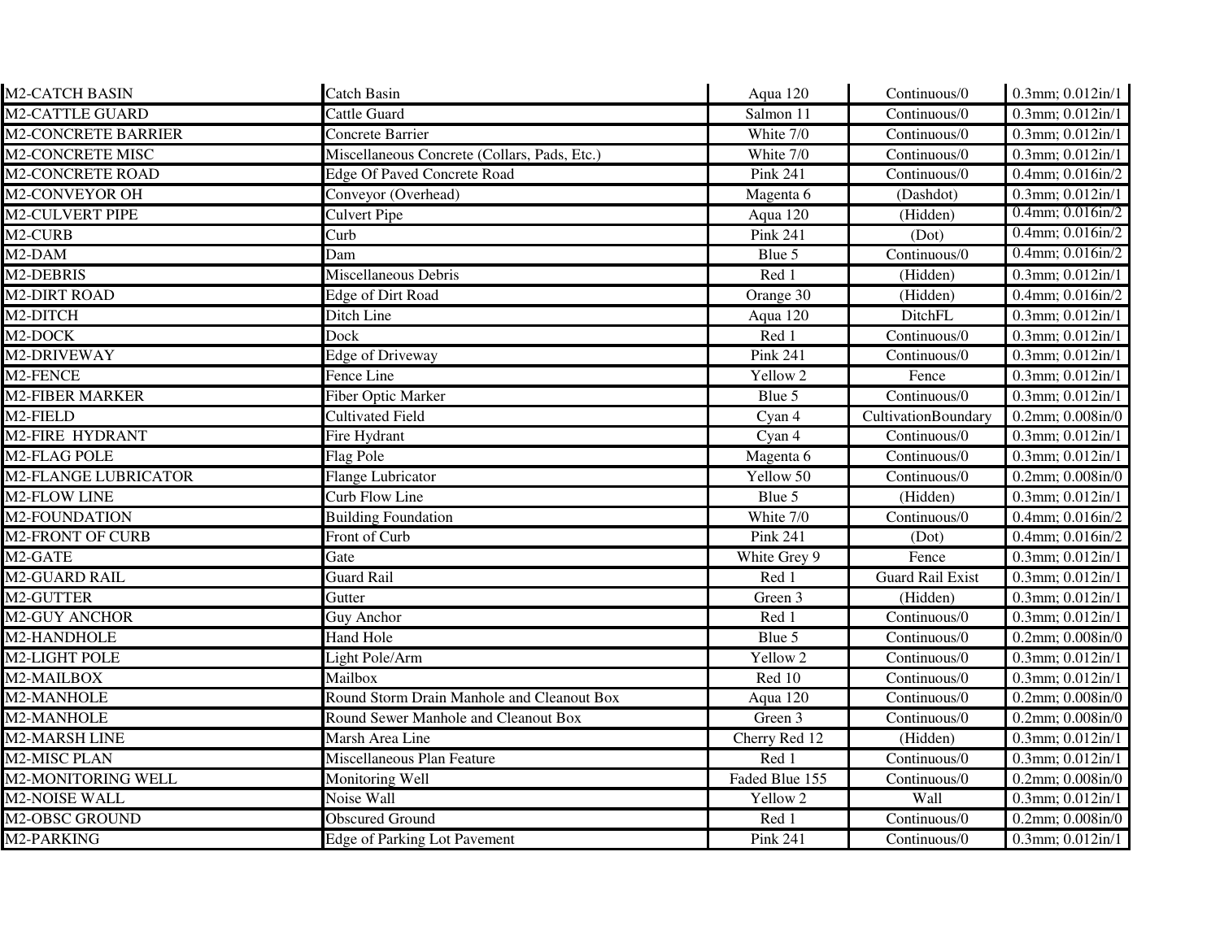| M2-CATCH BASIN | Catch Basin | Aqua 120 | Continuous/0 | 0.3mm; 0.012in/1 |
|---|---|---|---|---|
| M2-CATTLE GUARD | Cattle Guard | Salmon 11 | Continuous/0 | 0.3mm; 0.012in/1 |
| M2-CONCRETE BARRIER | Concrete Barrier | White 7/0 | Continuous/0 | 0.3mm; 0.012in/1 |
| M2-CONCRETE MISC | Miscellaneous Concrete (Collars, Pads, Etc.) | White 7/0 | Continuous/0 | 0.3mm; 0.012in/1 |
| M2-CONCRETE ROAD | Edge Of Paved Concrete Road | Pink 241 | Continuous/0 | 0.4mm; 0.016in/2 |
| M2-CONVEYOR OH | Conveyor (Overhead) | Magenta 6 | (Dashdot) | 0.3mm; 0.012in/1 |
| M2-CULVERT PIPE | Culvert Pipe | Aqua 120 | (Hidden) | 0.4mm; 0.016in/2 |
| M2-CURB | Curb | Pink 241 | (Dot) | 0.4mm; 0.016in/2 |
| M2-DAM | Dam | Blue 5 | Continuous/0 | 0.4mm; 0.016in/2 |
| M2-DEBRIS | Miscellaneous Debris | Red 1 | (Hidden) | 0.3mm; 0.012in/1 |
| M2-DIRT ROAD | Edge of Dirt Road | Orange 30 | (Hidden) | 0.4mm; 0.016in/2 |
| M2-DITCH | Ditch Line | Aqua 120 | DitchFL | 0.3mm; 0.012in/1 |
| M2-DOCK | Dock | Red 1 | Continuous/0 | 0.3mm; 0.012in/1 |
| M2-DRIVEWAY | Edge of Driveway | Pink 241 | Continuous/0 | 0.3mm; 0.012in/1 |
| M2-FENCE | Fence Line | Yellow 2 | Fence | 0.3mm; 0.012in/1 |
| M2-FIBER MARKER | Fiber Optic Marker | Blue 5 | Continuous/0 | 0.3mm; 0.012in/1 |
| M2-FIELD | Cultivated Field | Cyan 4 | CultivationBoundary | 0.2mm; 0.008in/0 |
| M2-FIRE HYDRANT | Fire Hydrant | Cyan 4 | Continuous/0 | 0.3mm; 0.012in/1 |
| M2-FLAG POLE | Flag Pole | Magenta 6 | Continuous/0 | 0.3mm; 0.012in/1 |
| M2-FLANGE LUBRICATOR | Flange Lubricator | Yellow 50 | Continuous/0 | 0.2mm; 0.008in/0 |
| M2-FLOW LINE | Curb Flow Line | Blue 5 | (Hidden) | 0.3mm; 0.012in/1 |
| M2-FOUNDATION | Building Foundation | White 7/0 | Continuous/0 | 0.4mm; 0.016in/2 |
| M2-FRONT OF CURB | Front of Curb | Pink 241 | (Dot) | 0.4mm; 0.016in/2 |
| M2-GATE | Gate | White Grey 9 | Fence | 0.3mm; 0.012in/1 |
| M2-GUARD RAIL | Guard Rail | Red 1 | Guard Rail Exist | 0.3mm; 0.012in/1 |
| M2-GUTTER | Gutter | Green 3 | (Hidden) | 0.3mm; 0.012in/1 |
| M2-GUY ANCHOR | Guy Anchor | Red 1 | Continuous/0 | 0.3mm; 0.012in/1 |
| M2-HANDHOLE | Hand Hole | Blue 5 | Continuous/0 | 0.2mm; 0.008in/0 |
| M2-LIGHT POLE | Light Pole/Arm | Yellow 2 | Continuous/0 | 0.3mm; 0.012in/1 |
| M2-MAILBOX | Mailbox | Red 10 | Continuous/0 | 0.3mm; 0.012in/1 |
| M2-MANHOLE | Round Storm Drain Manhole and Cleanout Box | Aqua 120 | Continuous/0 | 0.2mm; 0.008in/0 |
| M2-MANHOLE | Round Sewer Manhole and Cleanout Box | Green 3 | Continuous/0 | 0.2mm; 0.008in/0 |
| M2-MARSH LINE | Marsh Area Line | Cherry Red 12 | (Hidden) | 0.3mm; 0.012in/1 |
| M2-MISC PLAN | Miscellaneous Plan Feature | Red 1 | Continuous/0 | 0.3mm; 0.012in/1 |
| M2-MONITORING WELL | Monitoring Well | Faded Blue 155 | Continuous/0 | 0.2mm; 0.008in/0 |
| M2-NOISE WALL | Noise Wall | Yellow 2 | Wall | 0.3mm; 0.012in/1 |
| M2-OBSC GROUND | Obscured Ground | Red 1 | Continuous/0 | 0.2mm; 0.008in/0 |
| M2-PARKING | Edge of Parking Lot Pavement | Pink 241 | Continuous/0 | 0.3mm; 0.012in/1 |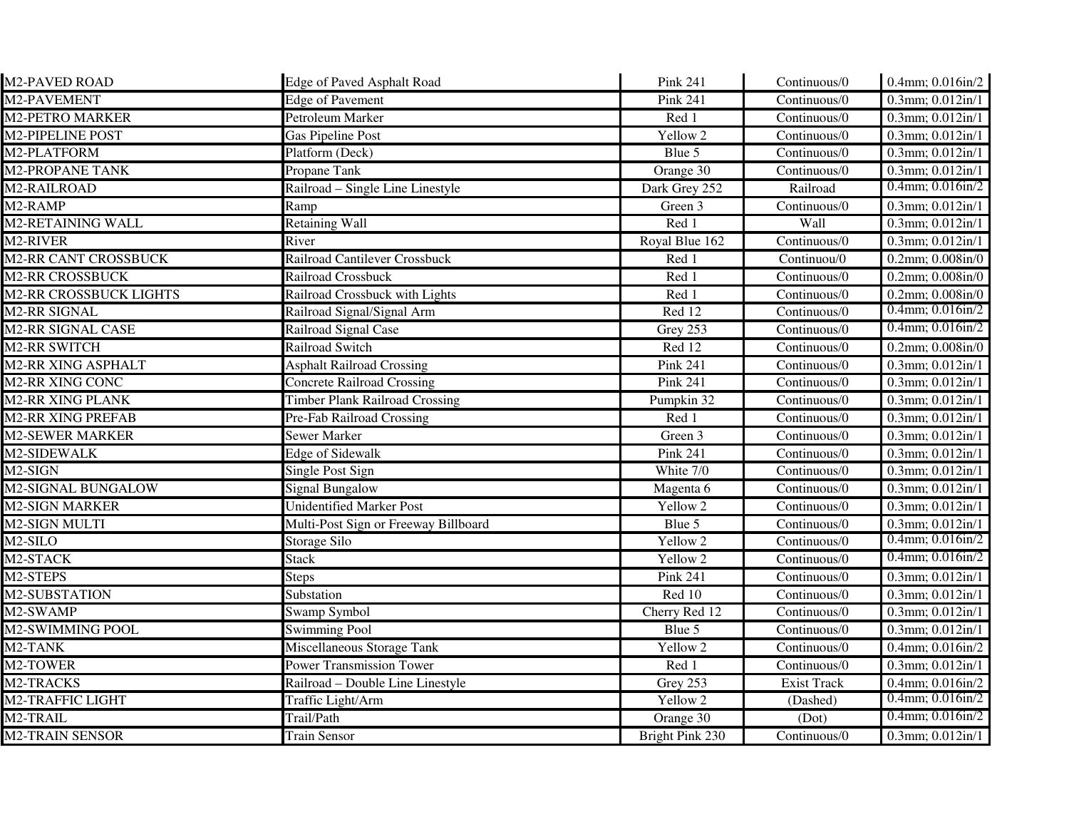| M2-PAVED ROAD | Edge of Paved Asphalt Road | Pink 241 | Continuous/0 | 0.4mm; 0.016in/2 |
|---|---|---|---|---|
| M2-PAVEMENT | Edge of Pavement | Pink 241 | Continuous/0 | 0.3mm; 0.012in/1 |
| M2-PETRO MARKER | Petroleum Marker | Red 1 | Continuous/0 | 0.3mm; 0.012in/1 |
| M2-PIPELINE POST | Gas Pipeline Post | Yellow 2 | Continuous/0 | 0.3mm; 0.012in/1 |
| M2-PLATFORM | Platform (Deck) | Blue 5 | Continuous/0 | 0.3mm; 0.012in/1 |
| M2-PROPANE TANK | Propane Tank | Orange 30 | Continuous/0 | 0.3mm; 0.012in/1 |
| M2-RAILROAD | Railroad – Single Line Linestyle | Dark Grey 252 | Railroad | 0.4mm; 0.016in/2 |
| M2-RAMP | Ramp | Green 3 | Continuous/0 | 0.3mm; 0.012in/1 |
| M2-RETAINING WALL | Retaining Wall | Red 1 | Wall | 0.3mm; 0.012in/1 |
| M2-RIVER | River | Royal Blue 162 | Continuous/0 | 0.3mm; 0.012in/1 |
| M2-RR CANT CROSSBUCK | Railroad Cantilever Crossbuck | Red 1 | Continuou/0 | 0.2mm; 0.008in/0 |
| M2-RR CROSSBUCK | Railroad Crossbuck | Red 1 | Continuous/0 | 0.2mm; 0.008in/0 |
| M2-RR CROSSBUCK LIGHTS | Railroad Crossbuck with Lights | Red 1 | Continuous/0 | 0.2mm; 0.008in/0 |
| M2-RR SIGNAL | Railroad Signal/Signal Arm | Red 12 | Continuous/0 | 0.4mm; 0.016in/2 |
| M2-RR SIGNAL CASE | Railroad Signal Case | Grey 253 | Continuous/0 | 0.4mm; 0.016in/2 |
| M2-RR SWITCH | Railroad Switch | Red 12 | Continuous/0 | 0.2mm; 0.008in/0 |
| M2-RR XING ASPHALT | Asphalt Railroad Crossing | Pink 241 | Continuous/0 | 0.3mm; 0.012in/1 |
| M2-RR XING CONC | Concrete Railroad Crossing | Pink 241 | Continuous/0 | 0.3mm; 0.012in/1 |
| M2-RR XING PLANK | Timber Plank Railroad Crossing | Pumpkin 32 | Continuous/0 | 0.3mm; 0.012in/1 |
| M2-RR XING PREFAB | Pre-Fab Railroad Crossing | Red 1 | Continuous/0 | 0.3mm; 0.012in/1 |
| M2-SEWER MARKER | Sewer Marker | Green 3 | Continuous/0 | 0.3mm; 0.012in/1 |
| M2-SIDEWALK | Edge of Sidewalk | Pink 241 | Continuous/0 | 0.3mm; 0.012in/1 |
| M2-SIGN | Single Post Sign | White 7/0 | Continuous/0 | 0.3mm; 0.012in/1 |
| M2-SIGNAL BUNGALOW | Signal Bungalow | Magenta 6 | Continuous/0 | 0.3mm; 0.012in/1 |
| M2-SIGN MARKER | Unidentified Marker Post | Yellow 2 | Continuous/0 | 0.3mm; 0.012in/1 |
| M2-SIGN MULTI | Multi-Post Sign or Freeway Billboard | Blue 5 | Continuous/0 | 0.3mm; 0.012in/1 |
| M2-SILO | Storage Silo | Yellow 2 | Continuous/0 | 0.4mm; 0.016in/2 |
| M2-STACK | Stack | Yellow 2 | Continuous/0 | 0.4mm; 0.016in/2 |
| M2-STEPS | Steps | Pink 241 | Continuous/0 | 0.3mm; 0.012in/1 |
| M2-SUBSTATION | Substation | Red 10 | Continuous/0 | 0.3mm; 0.012in/1 |
| M2-SWAMP | Swamp Symbol | Cherry Red 12 | Continuous/0 | 0.3mm; 0.012in/1 |
| M2-SWIMMING POOL | Swimming Pool | Blue 5 | Continuous/0 | 0.3mm; 0.012in/1 |
| M2-TANK | Miscellaneous Storage Tank | Yellow 2 | Continuous/0 | 0.4mm; 0.016in/2 |
| M2-TOWER | Power Transmission Tower | Red 1 | Continuous/0 | 0.3mm; 0.012in/1 |
| M2-TRACKS | Railroad – Double Line Linestyle | Grey 253 | Exist Track | 0.4mm; 0.016in/2 |
| M2-TRAFFIC LIGHT | Traffic Light/Arm | Yellow 2 | (Dashed) | 0.4mm; 0.016in/2 |
| M2-TRAIL | Trail/Path | Orange 30 | (Dot) | 0.4mm; 0.016in/2 |
| M2-TRAIN SENSOR | Train Sensor | Bright Pink 230 | Continuous/0 | 0.3mm; 0.012in/1 |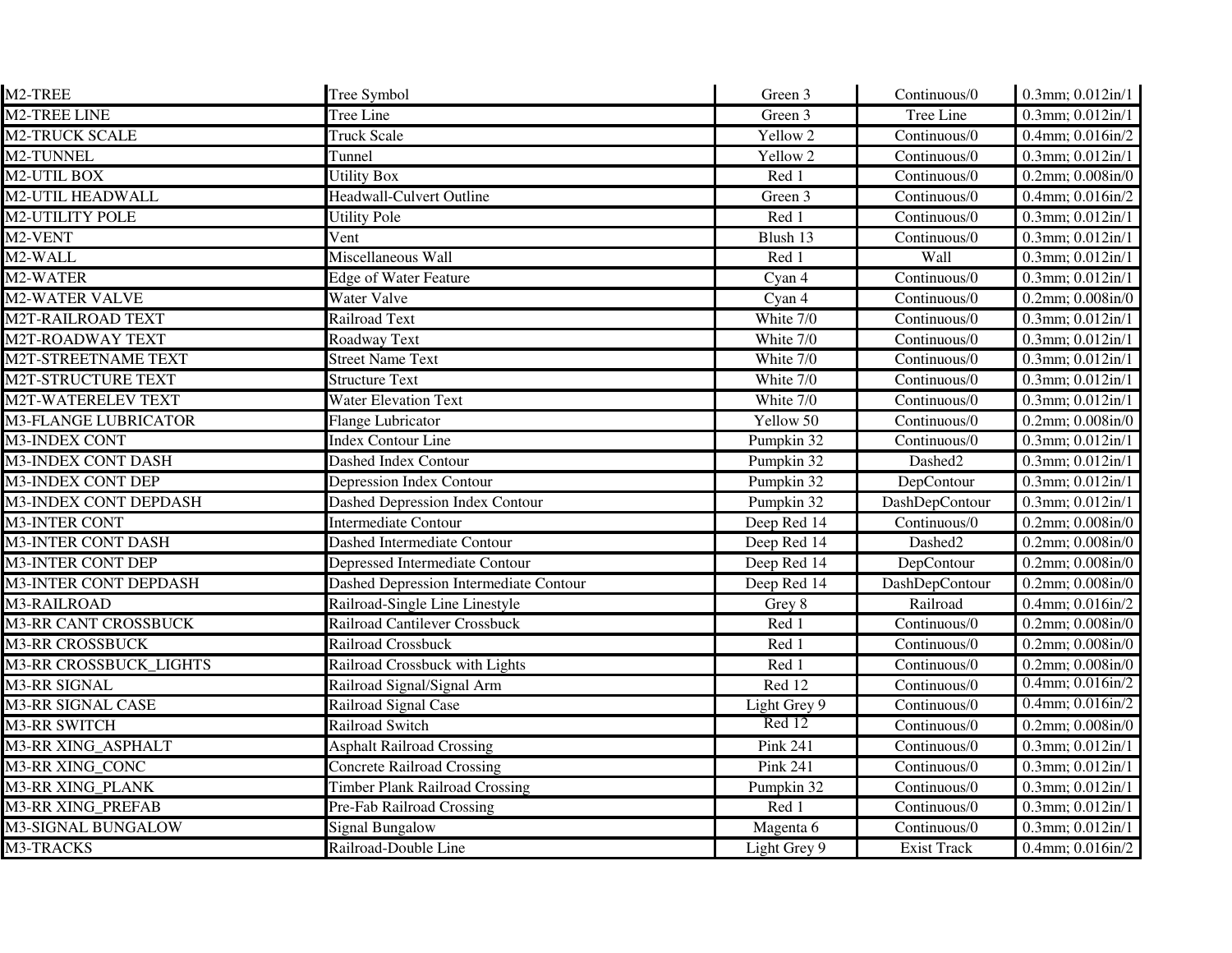| M2-TREE | Tree Symbol | Green 3 | Continuous/0 | 0.3mm; 0.012in/1 |
|---|---|---|---|---|
| M2-TREE LINE | Tree Line | Green 3 | Tree Line | 0.3mm; 0.012in/1 |
| M2-TRUCK SCALE | Truck Scale | Yellow 2 | Continuous/0 | 0.4mm; 0.016in/2 |
| M2-TUNNEL | Tunnel | Yellow 2 | Continuous/0 | 0.3mm; 0.012in/1 |
| M2-UTIL BOX | Utility Box | Red 1 | Continuous/0 | 0.2mm; 0.008in/0 |
| M2-UTIL HEADWALL | Headwall-Culvert Outline | Green 3 | Continuous/0 | 0.4mm; 0.016in/2 |
| M2-UTILITY POLE | Utility Pole | Red 1 | Continuous/0 | 0.3mm; 0.012in/1 |
| M2-VENT | Vent | Blush 13 | Continuous/0 | 0.3mm; 0.012in/1 |
| M2-WALL | Miscellaneous Wall | Red 1 | Wall | 0.3mm; 0.012in/1 |
| M2-WATER | Edge of Water Feature | Cyan 4 | Continuous/0 | 0.3mm; 0.012in/1 |
| M2-WATER VALVE | Water Valve | Cyan 4 | Continuous/0 | 0.2mm; 0.008in/0 |
| M2T-RAILROAD TEXT | Railroad Text | White 7/0 | Continuous/0 | 0.3mm; 0.012in/1 |
| M2T-ROADWAY TEXT | Roadway Text | White 7/0 | Continuous/0 | 0.3mm; 0.012in/1 |
| M2T-STREETNAME TEXT | Street Name Text | White 7/0 | Continuous/0 | 0.3mm; 0.012in/1 |
| M2T-STRUCTURE TEXT | Structure Text | White 7/0 | Continuous/0 | 0.3mm; 0.012in/1 |
| M2T-WATERELEV TEXT | Water Elevation Text | White 7/0 | Continuous/0 | 0.3mm; 0.012in/1 |
| M3-FLANGE LUBRICATOR | Flange Lubricator | Yellow 50 | Continuous/0 | 0.2mm; 0.008in/0 |
| M3-INDEX CONT | Index Contour Line | Pumpkin 32 | Continuous/0 | 0.3mm; 0.012in/1 |
| M3-INDEX CONT DASH | Dashed Index Contour | Pumpkin 32 | Dashed2 | 0.3mm; 0.012in/1 |
| M3-INDEX CONT DEP | Depression Index Contour | Pumpkin 32 | DepContour | 0.3mm; 0.012in/1 |
| M3-INDEX CONT DEPDASH | Dashed Depression Index Contour | Pumpkin 32 | DashDepContour | 0.3mm; 0.012in/1 |
| M3-INTER CONT | Intermediate Contour | Deep Red 14 | Continuous/0 | 0.2mm; 0.008in/0 |
| M3-INTER CONT DASH | Dashed Intermediate Contour | Deep Red 14 | Dashed2 | 0.2mm; 0.008in/0 |
| M3-INTER CONT DEP | Depressed Intermediate Contour | Deep Red 14 | DepContour | 0.2mm; 0.008in/0 |
| M3-INTER CONT DEPDASH | Dashed Depression Intermediate Contour | Deep Red 14 | DashDepContour | 0.2mm; 0.008in/0 |
| M3-RAILROAD | Railroad-Single Line Linestyle | Grey 8 | Railroad | 0.4mm; 0.016in/2 |
| M3-RR CANT CROSSBUCK | Railroad Cantilever Crossbuck | Red 1 | Continuous/0 | 0.2mm; 0.008in/0 |
| M3-RR CROSSBUCK | Railroad Crossbuck | Red 1 | Continuous/0 | 0.2mm; 0.008in/0 |
| M3-RR CROSSBUCK_LIGHTS | Railroad Crossbuck with Lights | Red 1 | Continuous/0 | 0.2mm; 0.008in/0 |
| M3-RR SIGNAL | Railroad Signal/Signal Arm | Red 12 | Continuous/0 | 0.4mm; 0.016in/2 |
| M3-RR SIGNAL CASE | Railroad Signal Case | Light Grey 9 | Continuous/0 | 0.4mm; 0.016in/2 |
| M3-RR SWITCH | Railroad Switch | Red 12 | Continuous/0 | 0.2mm; 0.008in/0 |
| M3-RR XING_ASPHALT | Asphalt Railroad Crossing | Pink 241 | Continuous/0 | 0.3mm; 0.012in/1 |
| M3-RR XING_CONC | Concrete Railroad Crossing | Pink 241 | Continuous/0 | 0.3mm; 0.012in/1 |
| M3-RR XING_PLANK | Timber Plank Railroad Crossing | Pumpkin 32 | Continuous/0 | 0.3mm; 0.012in/1 |
| M3-RR XING_PREFAB | Pre-Fab Railroad Crossing | Red 1 | Continuous/0 | 0.3mm; 0.012in/1 |
| M3-SIGNAL BUNGALOW | Signal Bungalow | Magenta 6 | Continuous/0 | 0.3mm; 0.012in/1 |
| M3-TRACKS | Railroad-Double Line | Light Grey 9 | Exist Track | 0.4mm; 0.016in/2 |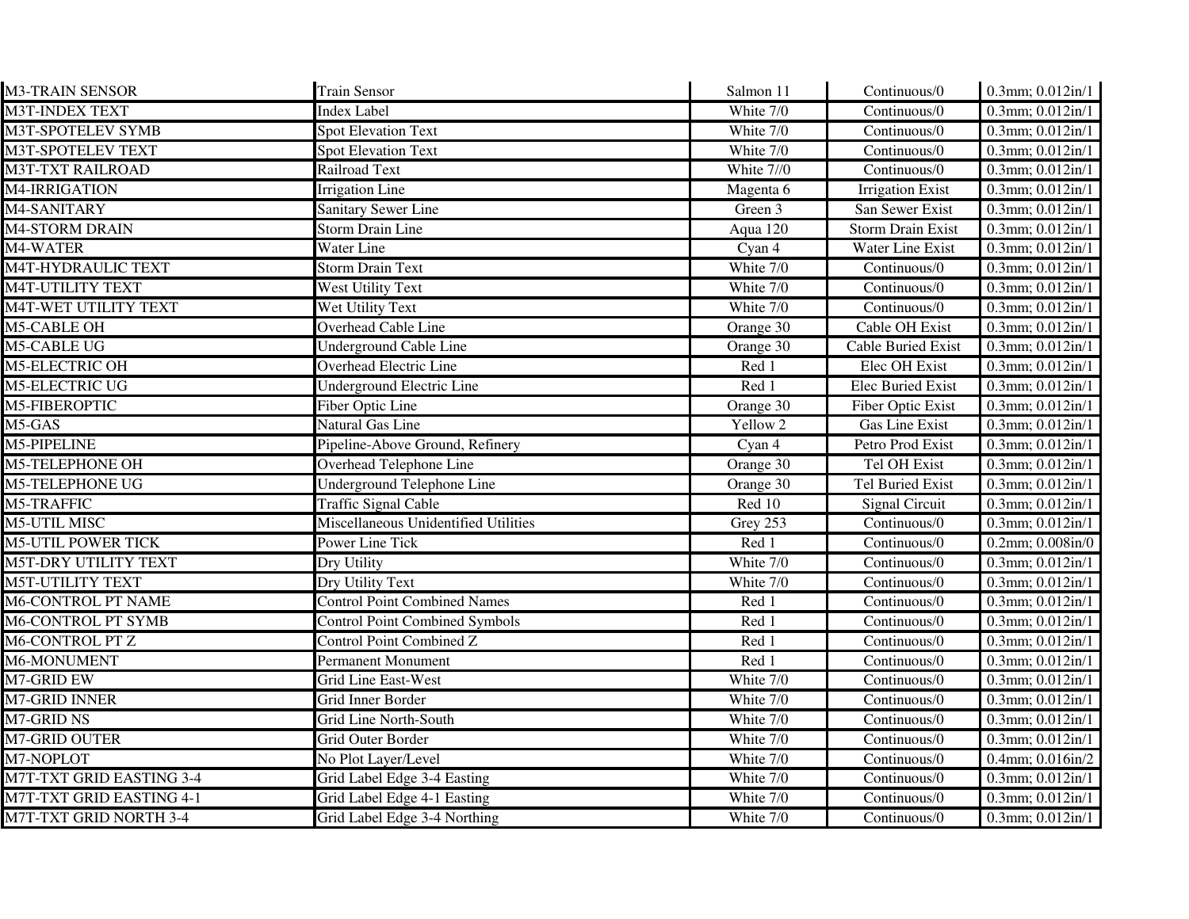| M3-TRAIN SENSOR | Train Sensor | Salmon 11 | Continuous/0 | 0.3mm; 0.012in/1 |
|---|---|---|---|---|
| M3T-INDEX TEXT | Index Label | White 7/0 | Continuous/0 | 0.3mm; 0.012in/1 |
| M3T-SPOTELEV SYMB | Spot Elevation Text | White 7/0 | Continuous/0 | 0.3mm; 0.012in/1 |
| M3T-SPOTELEV TEXT | Spot Elevation Text | White 7/0 | Continuous/0 | 0.3mm; 0.012in/1 |
| M3T-TXT RAILROAD | Railroad Text | White 7//0 | Continuous/0 | 0.3mm; 0.012in/1 |
| M4-IRRIGATION | Irrigation Line | Magenta 6 | Irrigation Exist | 0.3mm; 0.012in/1 |
| M4-SANITARY | Sanitary Sewer Line | Green 3 | San Sewer Exist | 0.3mm; 0.012in/1 |
| M4-STORM DRAIN | Storm Drain Line | Aqua 120 | Storm Drain Exist | 0.3mm; 0.012in/1 |
| M4-WATER | Water Line | Cyan 4 | Water Line Exist | 0.3mm; 0.012in/1 |
| M4T-HYDRAULIC TEXT | Storm Drain Text | White 7/0 | Continuous/0 | 0.3mm; 0.012in/1 |
| M4T-UTILITY TEXT | West Utility Text | White 7/0 | Continuous/0 | 0.3mm; 0.012in/1 |
| M4T-WET UTILITY TEXT | Wet Utility Text | White 7/0 | Continuous/0 | 0.3mm; 0.012in/1 |
| M5-CABLE OH | Overhead Cable Line | Orange 30 | Cable OH Exist | 0.3mm; 0.012in/1 |
| M5-CABLE UG | Underground Cable Line | Orange 30 | Cable Buried Exist | 0.3mm; 0.012in/1 |
| M5-ELECTRIC OH | Overhead Electric Line | Red 1 | Elec OH Exist | 0.3mm; 0.012in/1 |
| M5-ELECTRIC UG | Underground Electric Line | Red 1 | Elec Buried Exist | 0.3mm; 0.012in/1 |
| M5-FIBEROPTIC | Fiber Optic Line | Orange 30 | Fiber Optic Exist | 0.3mm; 0.012in/1 |
| M5-GAS | Natural Gas Line | Yellow 2 | Gas Line Exist | 0.3mm; 0.012in/1 |
| M5-PIPELINE | Pipeline-Above Ground, Refinery | Cyan 4 | Petro Prod Exist | 0.3mm; 0.012in/1 |
| M5-TELEPHONE OH | Overhead Telephone Line | Orange 30 | Tel OH Exist | 0.3mm; 0.012in/1 |
| M5-TELEPHONE UG | Underground Telephone Line | Orange 30 | Tel Buried Exist | 0.3mm; 0.012in/1 |
| M5-TRAFFIC | Traffic Signal Cable | Red 10 | Signal Circuit | 0.3mm; 0.012in/1 |
| M5-UTIL MISC | Miscellaneous Unidentified Utilities | Grey 253 | Continuous/0 | 0.3mm; 0.012in/1 |
| M5-UTIL POWER TICK | Power Line Tick | Red 1 | Continuous/0 | 0.2mm; 0.008in/0 |
| M5T-DRY UTILITY TEXT | Dry Utility | White 7/0 | Continuous/0 | 0.3mm; 0.012in/1 |
| M5T-UTILITY TEXT | Dry Utility Text | White 7/0 | Continuous/0 | 0.3mm; 0.012in/1 |
| M6-CONTROL PT NAME | Control Point Combined Names | Red 1 | Continuous/0 | 0.3mm; 0.012in/1 |
| M6-CONTROL PT SYMB | Control Point Combined Symbols | Red 1 | Continuous/0 | 0.3mm; 0.012in/1 |
| M6-CONTROL PT Z | Control Point Combined Z | Red 1 | Continuous/0 | 0.3mm; 0.012in/1 |
| M6-MONUMENT | Permanent Monument | Red 1 | Continuous/0 | 0.3mm; 0.012in/1 |
| M7-GRID EW | Grid Line East-West | White 7/0 | Continuous/0 | 0.3mm; 0.012in/1 |
| M7-GRID INNER | Grid Inner Border | White 7/0 | Continuous/0 | 0.3mm; 0.012in/1 |
| M7-GRID NS | Grid Line North-South | White 7/0 | Continuous/0 | 0.3mm; 0.012in/1 |
| M7-GRID OUTER | Grid Outer Border | White 7/0 | Continuous/0 | 0.3mm; 0.012in/1 |
| M7-NOPLOT | No Plot Layer/Level | White 7/0 | Continuous/0 | 0.4mm; 0.016in/2 |
| M7T-TXT GRID EASTING 3-4 | Grid Label Edge 3-4 Easting | White 7/0 | Continuous/0 | 0.3mm; 0.012in/1 |
| M7T-TXT GRID EASTING 4-1 | Grid Label Edge 4-1 Easting | White 7/0 | Continuous/0 | 0.3mm; 0.012in/1 |
| M7T-TXT GRID NORTH 3-4 | Grid Label Edge 3-4 Northing | White 7/0 | Continuous/0 | 0.3mm; 0.012in/1 |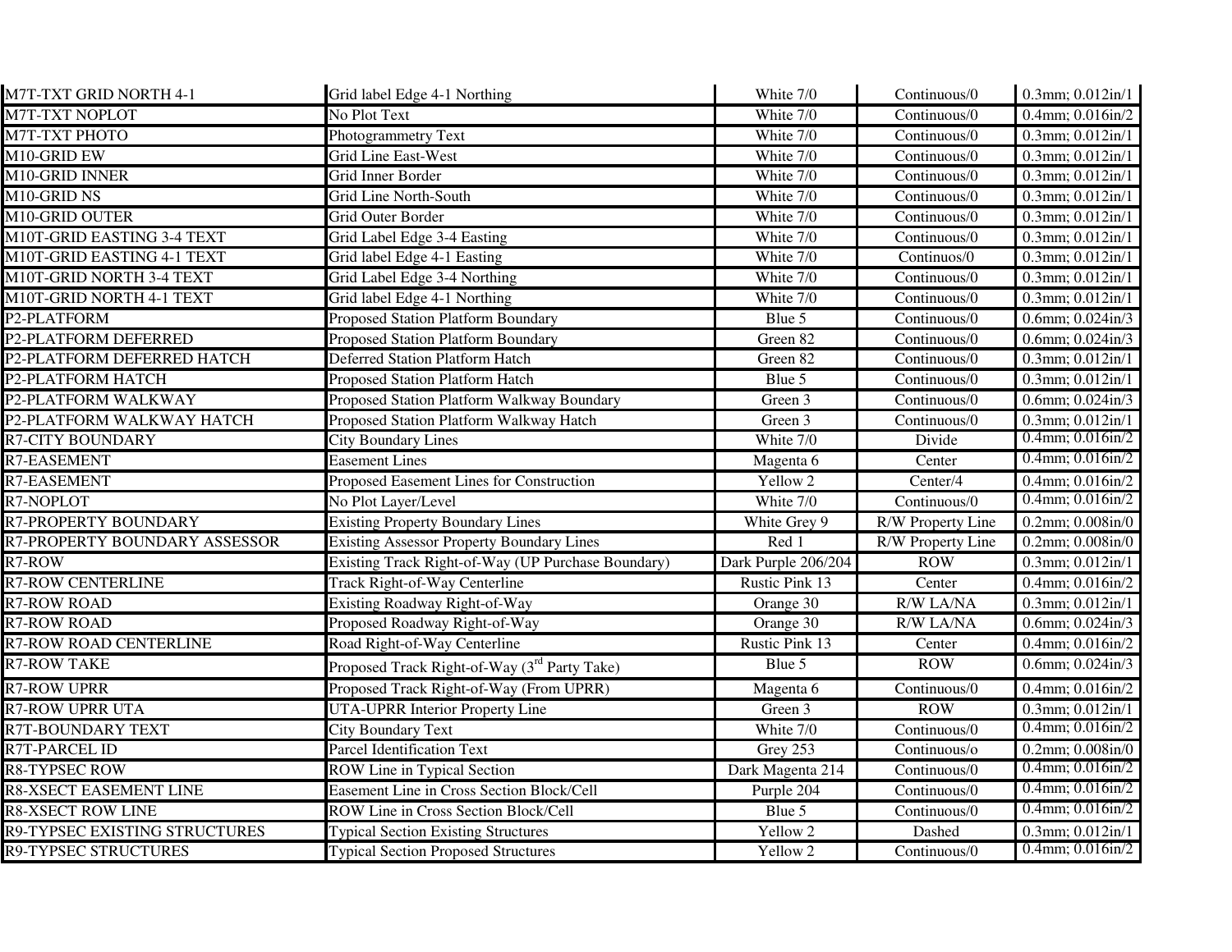| M7T-TXT GRID NORTH 4-1 | Grid label Edge 4-1 Northing | White 7/0 | Continuous/0 | 0.3mm; 0.012in/1 |
|---|---|---|---|---|
| M7T-TXT NOPLOT | No Plot Text | White 7/0 | Continuous/0 | 0.4mm; 0.016in/2 |
| M7T-TXT PHOTO | Photogrammetry Text | White 7/0 | Continuous/0 | 0.3mm; 0.012in/1 |
| M10-GRID EW | Grid Line East-West | White 7/0 | Continuous/0 | 0.3mm; 0.012in/1 |
| M10-GRID INNER | Grid Inner Border | White 7/0 | Continuous/0 | 0.3mm; 0.012in/1 |
| M10-GRID NS | Grid Line North-South | White 7/0 | Continuous/0 | 0.3mm; 0.012in/1 |
| M10-GRID OUTER | Grid Outer Border | White 7/0 | Continuous/0 | 0.3mm; 0.012in/1 |
| M10T-GRID EASTING 3-4 TEXT | Grid Label Edge 3-4 Easting | White 7/0 | Continuous/0 | 0.3mm; 0.012in/1 |
| M10T-GRID EASTING 4-1 TEXT | Grid label Edge 4-1 Easting | White 7/0 | Continuos/0 | 0.3mm; 0.012in/1 |
| M10T-GRID NORTH 3-4 TEXT | Grid Label Edge 3-4 Northing | White 7/0 | Continuous/0 | 0.3mm; 0.012in/1 |
| M10T-GRID NORTH 4-1 TEXT | Grid label Edge 4-1 Northing | White 7/0 | Continuous/0 | 0.3mm; 0.012in/1 |
| P2-PLATFORM | Proposed Station Platform Boundary | Blue 5 | Continuous/0 | 0.6mm; 0.024in/3 |
| P2-PLATFORM DEFERRED | Proposed Station Platform Boundary | Green 82 | Continuous/0 | 0.6mm; 0.024in/3 |
| P2-PLATFORM DEFERRED HATCH | Deferred Station Platform Hatch | Green 82 | Continuous/0 | 0.3mm; 0.012in/1 |
| P2-PLATFORM HATCH | Proposed Station Platform Hatch | Blue 5 | Continuous/0 | 0.3mm; 0.012in/1 |
| P2-PLATFORM WALKWAY | Proposed Station Platform Walkway Boundary | Green 3 | Continuous/0 | 0.6mm; 0.024in/3 |
| P2-PLATFORM WALKWAY HATCH | Proposed Station Platform Walkway Hatch | Green 3 | Continuous/0 | 0.3mm; 0.012in/1 |
| R7-CITY BOUNDARY | City Boundary Lines | White 7/0 | Divide | 0.4mm; 0.016in/2 |
| R7-EASEMENT | Easement Lines | Magenta 6 | Center | 0.4mm; 0.016in/2 |
| R7-EASEMENT | Proposed Easement Lines for Construction | Yellow 2 | Center/4 | 0.4mm; 0.016in/2 |
| R7-NOPLOT | No Plot Layer/Level | White 7/0 | Continuous/0 | 0.4mm; 0.016in/2 |
| R7-PROPERTY BOUNDARY | Existing Property Boundary Lines | White Grey 9 | R/W Property Line | 0.2mm; 0.008in/0 |
| R7-PROPERTY BOUNDARY ASSESSOR | Existing Assessor Property Boundary Lines | Red 1 | R/W Property Line | 0.2mm; 0.008in/0 |
| R7-ROW | Existing Track Right-of-Way (UP Purchase Boundary) | Dark Purple 206/204 | ROW | 0.3mm; 0.012in/1 |
| R7-ROW CENTERLINE | Track Right-of-Way Centerline | Rustic Pink 13 | Center | 0.4mm; 0.016in/2 |
| R7-ROW ROAD | Existing Roadway Right-of-Way | Orange 30 | R/W LA/NA | 0.3mm; 0.012in/1 |
| R7-ROW ROAD | Proposed Roadway Right-of-Way | Orange 30 | R/W LA/NA | 0.6mm; 0.024in/3 |
| R7-ROW ROAD CENTERLINE | Road Right-of-Way Centerline | Rustic Pink 13 | Center | 0.4mm; 0.016in/2 |
| R7-ROW TAKE | Proposed Track Right-of-Way (3rd Party Take) | Blue 5 | ROW | 0.6mm; 0.024in/3 |
| R7-ROW UPRR | Proposed Track Right-of-Way (From UPRR) | Magenta 6 | Continuous/0 | 0.4mm; 0.016in/2 |
| R7-ROW UPRR UTA | UTA-UPRR Interior Property Line | Green 3 | ROW | 0.3mm; 0.012in/1 |
| R7T-BOUNDARY TEXT | City Boundary Text | White 7/0 | Continuous/0 | 0.4mm; 0.016in/2 |
| R7T-PARCEL ID | Parcel Identification Text | Grey 253 | Continuous/o | 0.2mm; 0.008in/0 |
| R8-TYPSEC ROW | ROW Line in Typical Section | Dark Magenta 214 | Continuous/0 | 0.4mm; 0.016in/2 |
| R8-XSECT EASEMENT LINE | Easement Line in Cross Section Block/Cell | Purple 204 | Continuous/0 | 0.4mm; 0.016in/2 |
| R8-XSECT ROW LINE | ROW Line in Cross Section Block/Cell | Blue 5 | Continuous/0 | 0.4mm; 0.016in/2 |
| R9-TYPSEC EXISTING STRUCTURES | Typical Section Existing Structures | Yellow 2 | Dashed | 0.3mm; 0.012in/1 |
| R9-TYPSEC STRUCTURES | Typical Section Proposed Structures | Yellow 2 | Continuous/0 | 0.4mm; 0.016in/2 |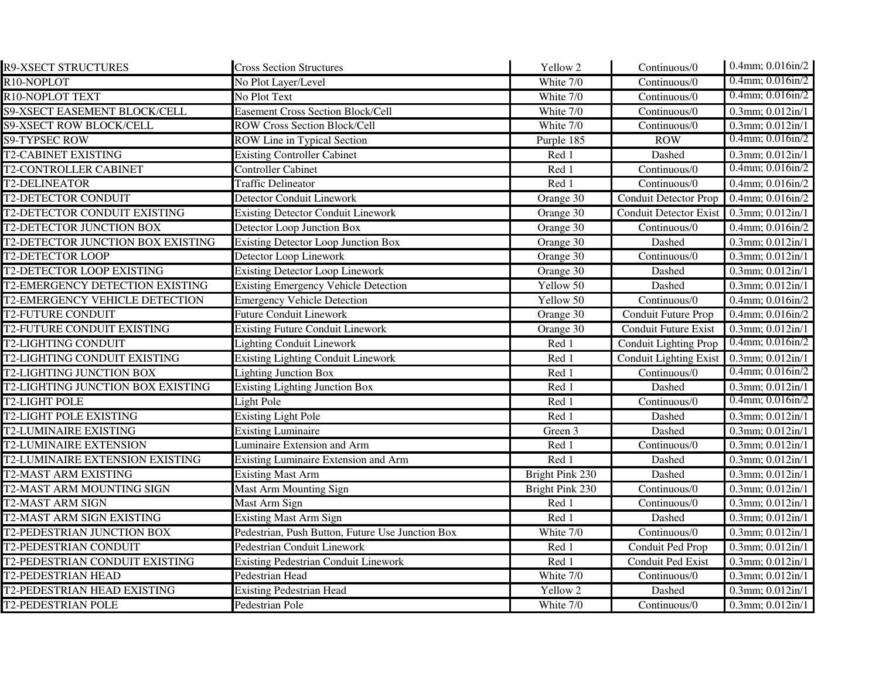| R9-XSECT STRUCTURES | Cross Section Structures | Yellow 2 | Continuous/0 | 0.4mm; 0.016in/2 |
|---|---|---|---|---|
| R10-NOPLOT | No Plot Layer/Level | White 7/0 | Continuous/0 | 0.4mm; 0.016in/2 |
| R10-NOPLOT TEXT | No Plot Text | White 7/0 | Continuous/0 | 0.4mm; 0.016in/2 |
| S9-XSECT EASEMENT BLOCK/CELL | Easement Cross Section Block/Cell | White 7/0 | Continuous/0 | 0.3mm; 0.012in/1 |
| S9-XSECT ROW BLOCK/CELL | ROW Cross Section Block/Cell | White 7/0 | Continuous/0 | 0.3mm; 0.012in/1 |
| S9-TYPSEC ROW | ROW Line in Typical Section | Purple 185 | ROW | 0.4mm; 0.016in/2 |
| T2-CABINET EXISTING | Existing Controller Cabinet | Red 1 | Dashed | 0.3mm; 0.012in/1 |
| T2-CONTROLLER CABINET | Controller Cabinet | Red 1 | Continuous/0 | 0.4mm; 0.016in/2 |
| T2-DELINEATOR | Traffic Delineator | Red 1 | Continuous/0 | 0.4mm; 0.016in/2 |
| T2-DETECTOR CONDUIT | Detector Conduit Linework | Orange 30 | Conduit Detector Prop | 0.4mm; 0.016in/2 |
| T2-DETECTOR CONDUIT EXISTING | Existing Detector Conduit Linework | Orange 30 | Conduit Detector Exist | 0.3mm; 0.012in/1 |
| T2-DETECTOR JUNCTION BOX | Detector Loop Junction Box | Orange 30 | Continuous/0 | 0.4mm; 0.016in/2 |
| T2-DETECTOR JUNCTION BOX EXISTING | Existing Detector Loop Junction Box | Orange 30 | Dashed | 0.3mm; 0.012in/1 |
| T2-DETECTOR LOOP | Detector Loop Linework | Orange 30 | Continuous/0 | 0.3mm; 0.012in/1 |
| T2-DETECTOR LOOP EXISTING | Existing Detector Loop Linework | Orange 30 | Dashed | 0.3mm; 0.012in/1 |
| T2-EMERGENCY DETECTION EXISTING | Existing Emergency Vehicle Detection | Yellow 50 | Dashed | 0.3mm; 0.012in/1 |
| T2-EMERGENCY VEHICLE DETECTION | Emergency Vehicle Detection | Yellow 50 | Continuous/0 | 0.4mm; 0.016in/2 |
| T2-FUTURE CONDUIT | Future Conduit Linework | Orange 30 | Conduit Future Prop | 0.4mm; 0.016in/2 |
| T2-FUTURE CONDUIT EXISTING | Existing Future Conduit Linework | Orange 30 | Conduit Future Exist | 0.3mm; 0.012in/1 |
| T2-LIGHTING CONDUIT | Lighting Conduit Linework | Red 1 | Conduit Lighting Prop | 0.4mm; 0.016in/2 |
| T2-LIGHTING CONDUIT EXISTING | Existing Lighting Conduit Linework | Red 1 | Conduit Lighting Exist | 0.3mm; 0.012in/1 |
| T2-LIGHTING JUNCTION BOX | Lighting Junction Box | Red 1 | Continuous/0 | 0.4mm; 0.016in/2 |
| T2-LIGHTING JUNCTION BOX EXISTING | Existing Lighting Junction Box | Red 1 | Dashed | 0.3mm; 0.012in/1 |
| T2-LIGHT POLE | Light Pole | Red 1 | Continuous/0 | 0.4mm; 0.016in/2 |
| T2-LIGHT POLE EXISTING | Existing Light Pole | Red 1 | Dashed | 0.3mm; 0.012in/1 |
| T2-LUMINAIRE EXISTING | Existing Luminaire | Green 3 | Dashed | 0.3mm; 0.012in/1 |
| T2-LUMINAIRE EXTENSION | Luminaire Extension and Arm | Red 1 | Continuous/0 | 0.3mm; 0.012in/1 |
| T2-LUMINAIRE EXTENSION EXISTING | Existing Luminaire Extension and Arm | Red 1 | Dashed | 0.3mm; 0.012in/1 |
| T2-MAST ARM EXISTING | Existing Mast Arm | Bright Pink 230 | Dashed | 0.3mm; 0.012in/1 |
| T2-MAST ARM MOUNTING SIGN | Mast Arm Mounting Sign | Bright Pink 230 | Continuous/0 | 0.3mm; 0.012in/1 |
| T2-MAST ARM SIGN | Mast Arm Sign | Red 1 | Continuous/0 | 0.3mm; 0.012in/1 |
| T2-MAST ARM SIGN EXISTING | Existing Mast Arm Sign | Red 1 | Dashed | 0.3mm; 0.012in/1 |
| T2-PEDESTRIAN JUNCTION BOX | Pedestrian, Push Button, Future Use Junction Box | White 7/0 | Continuous/0 | 0.3mm; 0.012in/1 |
| T2-PEDESTRIAN CONDUIT | Pedestrian Conduit Linework | Red 1 | Conduit Ped Prop | 0.3mm; 0.012in/1 |
| T2-PEDESTRIAN CONDUIT EXISTING | Existing Pedestrian Conduit Linework | Red 1 | Conduit Ped Exist | 0.3mm; 0.012in/1 |
| T2-PEDESTRIAN HEAD | Pedestrian Head | White 7/0 | Continuous/0 | 0.3mm; 0.012in/1 |
| T2-PEDESTRIAN HEAD EXISTING | Existing Pedestrian Head | Yellow 2 | Dashed | 0.3mm; 0.012in/1 |
| T2-PEDESTRIAN POLE | Pedestrian Pole | White 7/0 | Continuous/0 | 0.3mm; 0.012in/1 |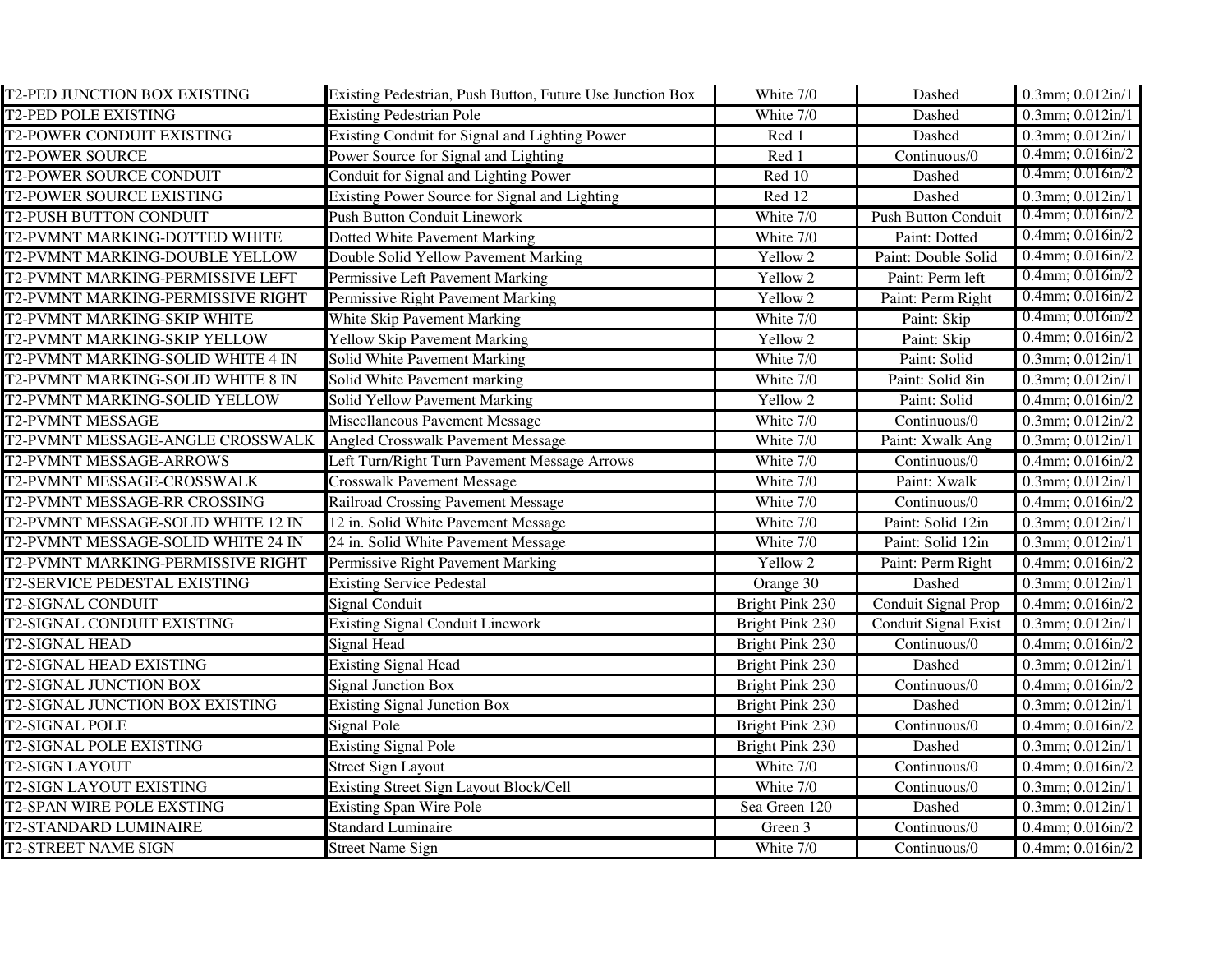| T2-PED JUNCTION BOX EXISTING | Existing Pedestrian, Push Button, Future Use Junction Box | White 7/0 | Dashed | 0.3mm; 0.012in/1 |
|---|---|---|---|---|
| T2-PED POLE EXISTING | Existing Pedestrian Pole | White 7/0 | Dashed | 0.3mm; 0.012in/1 |
| T2-POWER CONDUIT EXISTING | Existing Conduit for Signal and Lighting Power | Red 1 | Dashed | 0.3mm; 0.012in/1 |
| T2-POWER SOURCE | Power Source for Signal and Lighting | Red 1 | Continuous/0 | 0.4mm; 0.016in/2 |
| T2-POWER SOURCE CONDUIT | Conduit for Signal and Lighting Power | Red 10 | Dashed | 0.4mm; 0.016in/2 |
| T2-POWER SOURCE EXISTING | Existing Power Source for Signal and Lighting | Red 12 | Dashed | 0.3mm; 0.012in/1 |
| T2-PUSH BUTTON CONDUIT | Push Button Conduit Linework | White 7/0 | Push Button Conduit | 0.4mm; 0.016in/2 |
| T2-PVMNT MARKING-DOTTED WHITE | Dotted White Pavement Marking | White 7/0 | Paint: Dotted | 0.4mm; 0.016in/2 |
| T2-PVMNT MARKING-DOUBLE YELLOW | Double Solid Yellow Pavement Marking | Yellow 2 | Paint: Double Solid | 0.4mm; 0.016in/2 |
| T2-PVMNT MARKING-PERMISSIVE LEFT | Permissive Left Pavement Marking | Yellow 2 | Paint: Perm left | 0.4mm; 0.016in/2 |
| T2-PVMNT MARKING-PERMISSIVE RIGHT | Permissive Right Pavement Marking | Yellow 2 | Paint: Perm Right | 0.4mm; 0.016in/2 |
| T2-PVMNT MARKING-SKIP WHITE | White Skip Pavement Marking | White 7/0 | Paint: Skip | 0.4mm; 0.016in/2 |
| T2-PVMNT MARKING-SKIP YELLOW | Yellow Skip Pavement Marking | Yellow 2 | Paint: Skip | 0.4mm; 0.016in/2 |
| T2-PVMNT MARKING-SOLID WHITE 4 IN | Solid White Pavement Marking | White 7/0 | Paint: Solid | 0.3mm; 0.012in/1 |
| T2-PVMNT MARKING-SOLID WHITE 8 IN | Solid White Pavement marking | White 7/0 | Paint: Solid 8in | 0.3mm; 0.012in/1 |
| T2-PVMNT MARKING-SOLID YELLOW | Solid Yellow Pavement Marking | Yellow 2 | Paint: Solid | 0.4mm; 0.016in/2 |
| T2-PVMNT MESSAGE | Miscellaneous Pavement Message | White 7/0 | Continuous/0 | 0.3mm; 0.012in/2 |
| T2-PVMNT MESSAGE-ANGLE CROSSWALK | Angled Crosswalk Pavement Message | White 7/0 | Paint: Xwalk Ang | 0.3mm; 0.012in/1 |
| T2-PVMNT MESSAGE-ARROWS | Left Turn/Right Turn Pavement Message Arrows | White 7/0 | Continuous/0 | 0.4mm; 0.016in/2 |
| T2-PVMNT MESSAGE-CROSSWALK | Crosswalk Pavement Message | White 7/0 | Paint: Xwalk | 0.3mm; 0.012in/1 |
| T2-PVMNT MESSAGE-RR CROSSING | Railroad Crossing Pavement Message | White 7/0 | Continuous/0 | 0.4mm; 0.016in/2 |
| T2-PVMNT MESSAGE-SOLID WHITE 12 IN | 12 in. Solid White Pavement Message | White 7/0 | Paint: Solid 12in | 0.3mm; 0.012in/1 |
| T2-PVMNT MESSAGE-SOLID WHITE 24 IN | 24 in. Solid White Pavement Message | White 7/0 | Paint: Solid 12in | 0.3mm; 0.012in/1 |
| T2-PVMNT MARKING-PERMISSIVE RIGHT | Permissive Right Pavement Marking | Yellow 2 | Paint: Perm Right | 0.4mm; 0.016in/2 |
| T2-SERVICE PEDESTAL EXISTING | Existing Service Pedestal | Orange 30 | Dashed | 0.3mm; 0.012in/1 |
| T2-SIGNAL CONDUIT | Signal Conduit | Bright Pink 230 | Conduit Signal Prop | 0.4mm; 0.016in/2 |
| T2-SIGNAL CONDUIT EXISTING | Existing Signal Conduit Linework | Bright Pink 230 | Conduit Signal Exist | 0.3mm; 0.012in/1 |
| T2-SIGNAL HEAD | Signal Head | Bright Pink 230 | Continuous/0 | 0.4mm; 0.016in/2 |
| T2-SIGNAL HEAD EXISTING | Existing Signal Head | Bright Pink 230 | Dashed | 0.3mm; 0.012in/1 |
| T2-SIGNAL JUNCTION BOX | Signal Junction Box | Bright Pink 230 | Continuous/0 | 0.4mm; 0.016in/2 |
| T2-SIGNAL JUNCTION BOX EXISTING | Existing Signal Junction Box | Bright Pink 230 | Dashed | 0.3mm; 0.012in/1 |
| T2-SIGNAL POLE | Signal Pole | Bright Pink 230 | Continuous/0 | 0.4mm; 0.016in/2 |
| T2-SIGNAL POLE EXISTING | Existing Signal Pole | Bright Pink 230 | Dashed | 0.3mm; 0.012in/1 |
| T2-SIGN LAYOUT | Street Sign Layout | White 7/0 | Continuous/0 | 0.4mm; 0.016in/2 |
| T2-SIGN LAYOUT EXISTING | Existing Street Sign Layout Block/Cell | White 7/0 | Continuous/0 | 0.3mm; 0.012in/1 |
| T2-SPAN WIRE POLE EXSTING | Existing Span Wire Pole | Sea Green 120 | Dashed | 0.3mm; 0.012in/1 |
| T2-STANDARD LUMINAIRE | Standard Luminaire | Green 3 | Continuous/0 | 0.4mm; 0.016in/2 |
| T2-STREET NAME SIGN | Street Name Sign | White 7/0 | Continuous/0 | 0.4mm; 0.016in/2 |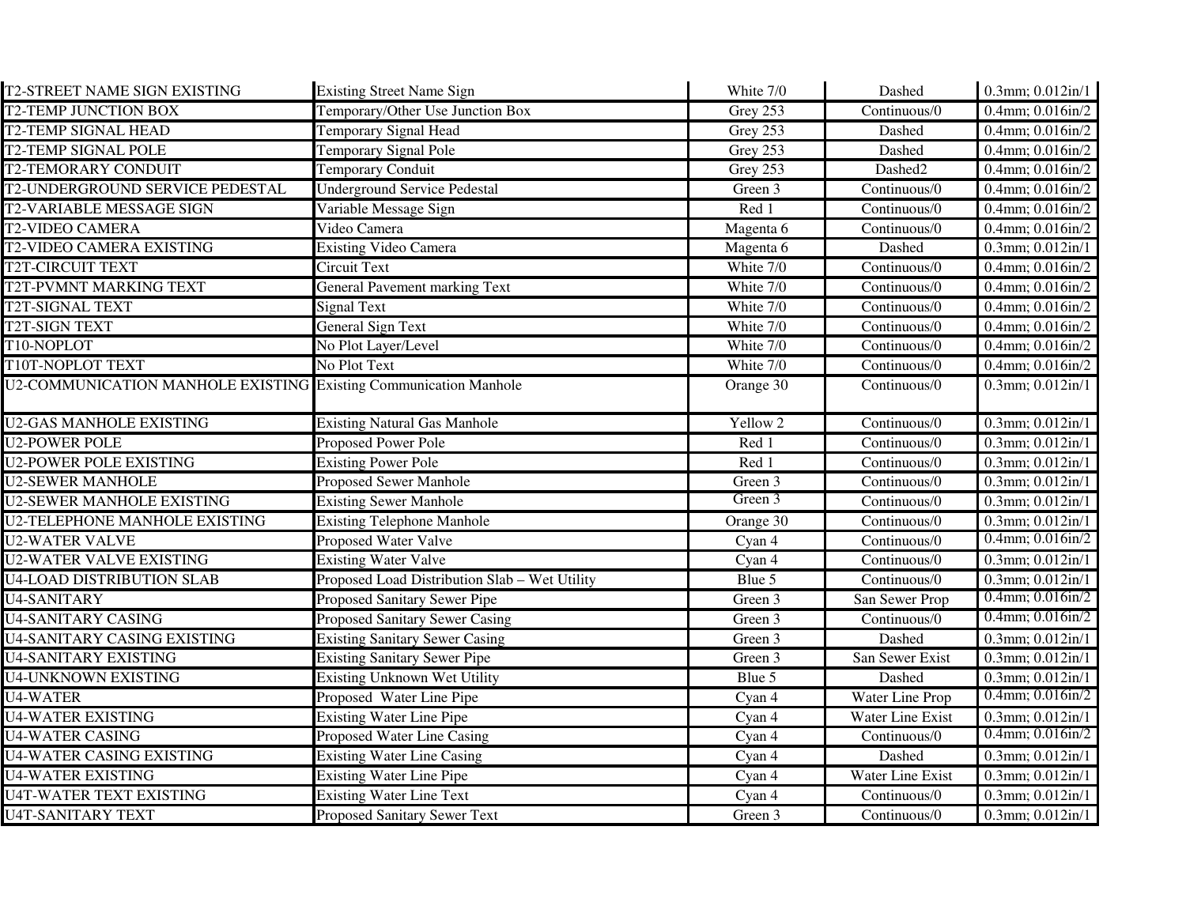| | | | | |
|---|---|---|---|---|
| T2-STREET NAME SIGN EXISTING | Existing Street Name Sign | White 7/0 | Dashed | 0.3mm; 0.012in/1 |
| T2-TEMP JUNCTION BOX | Temporary/Other Use Junction Box | Grey 253 | Continuous/0 | 0.4mm; 0.016in/2 |
| T2-TEMP SIGNAL HEAD | Temporary Signal Head | Grey 253 | Dashed | 0.4mm; 0.016in/2 |
| T2-TEMP SIGNAL POLE | Temporary Signal Pole | Grey 253 | Dashed | 0.4mm; 0.016in/2 |
| T2-TEMORARY CONDUIT | Temporary Conduit | Grey 253 | Dashed2 | 0.4mm; 0.016in/2 |
| T2-UNDERGROUND SERVICE PEDESTAL | Underground Service Pedestal | Green 3 | Continuous/0 | 0.4mm; 0.016in/2 |
| T2-VARIABLE MESSAGE SIGN | Variable Message Sign | Red 1 | Continuous/0 | 0.4mm; 0.016in/2 |
| T2-VIDEO CAMERA | Video Camera | Magenta 6 | Continuous/0 | 0.4mm; 0.016in/2 |
| T2-VIDEO CAMERA EXISTING | Existing Video Camera | Magenta 6 | Dashed | 0.3mm; 0.012in/1 |
| T2T-CIRCUIT TEXT | Circuit Text | White 7/0 | Continuous/0 | 0.4mm; 0.016in/2 |
| T2T-PVMNT MARKING TEXT | General Pavement marking Text | White 7/0 | Continuous/0 | 0.4mm; 0.016in/2 |
| T2T-SIGNAL TEXT | Signal Text | White 7/0 | Continuous/0 | 0.4mm; 0.016in/2 |
| T2T-SIGN TEXT | General Sign Text | White 7/0 | Continuous/0 | 0.4mm; 0.016in/2 |
| T10-NOPLOT | No Plot Layer/Level | White 7/0 | Continuous/0 | 0.4mm; 0.016in/2 |
| T10T-NOPLOT TEXT | No Plot Text | White 7/0 | Continuous/0 | 0.4mm; 0.016in/2 |
| U2-COMMUNICATION MANHOLE EXISTING | Existing Communication Manhole | Orange 30 | Continuous/0 | 0.3mm; 0.012in/1 |
| U2-GAS MANHOLE EXISTING | Existing Natural Gas Manhole | Yellow 2 | Continuous/0 | 0.3mm; 0.012in/1 |
| U2-POWER POLE | Proposed Power Pole | Red 1 | Continuous/0 | 0.3mm; 0.012in/1 |
| U2-POWER POLE EXISTING | Existing Power Pole | Red 1 | Continuous/0 | 0.3mm; 0.012in/1 |
| U2-SEWER MANHOLE | Proposed Sewer Manhole | Green 3 | Continuous/0 | 0.3mm; 0.012in/1 |
| U2-SEWER MANHOLE EXISTING | Existing Sewer Manhole | Green 3 | Continuous/0 | 0.3mm; 0.012in/1 |
| U2-TELEPHONE MANHOLE EXISTING | Existing Telephone Manhole | Orange 30 | Continuous/0 | 0.3mm; 0.012in/1 |
| U2-WATER VALVE | Proposed Water Valve | Cyan 4 | Continuous/0 | 0.4mm; 0.016in/2 |
| U2-WATER VALVE EXISTING | Existing Water Valve | Cyan 4 | Continuous/0 | 0.3mm; 0.012in/1 |
| U4-LOAD DISTRIBUTION SLAB | Proposed Load Distribution Slab – Wet Utility | Blue 5 | Continuous/0 | 0.3mm; 0.012in/1 |
| U4-SANITARY | Proposed Sanitary Sewer Pipe | Green 3 | San Sewer Prop | 0.4mm; 0.016in/2 |
| U4-SANITARY CASING | Proposed Sanitary Sewer Casing | Green 3 | Continuous/0 | 0.4mm; 0.016in/2 |
| U4-SANITARY CASING EXISTING | Existing Sanitary Sewer Casing | Green 3 | Dashed | 0.3mm; 0.012in/1 |
| U4-SANITARY EXISTING | Existing Sanitary Sewer Pipe | Green 3 | San Sewer Exist | 0.3mm; 0.012in/1 |
| U4-UNKNOWN EXISTING | Existing Unknown Wet Utility | Blue 5 | Dashed | 0.3mm; 0.012in/1 |
| U4-WATER | Proposed Water Line Pipe | Cyan 4 | Water Line Prop | 0.4mm; 0.016in/2 |
| U4-WATER EXISTING | Existing Water Line Pipe | Cyan 4 | Water Line Exist | 0.3mm; 0.012in/1 |
| U4-WATER CASING | Proposed Water Line Casing | Cyan 4 | Continuous/0 | 0.4mm; 0.016in/2 |
| U4-WATER CASING EXISTING | Existing Water Line Casing | Cyan 4 | Dashed | 0.3mm; 0.012in/1 |
| U4-WATER EXISTING | Existing Water Line Pipe | Cyan 4 | Water Line Exist | 0.3mm; 0.012in/1 |
| U4T-WATER TEXT EXISTING | Existing Water Line Text | Cyan 4 | Continuous/0 | 0.3mm; 0.012in/1 |
| U4T-SANITARY TEXT | Proposed Sanitary Sewer Text | Green 3 | Continuous/0 | 0.3mm; 0.012in/1 |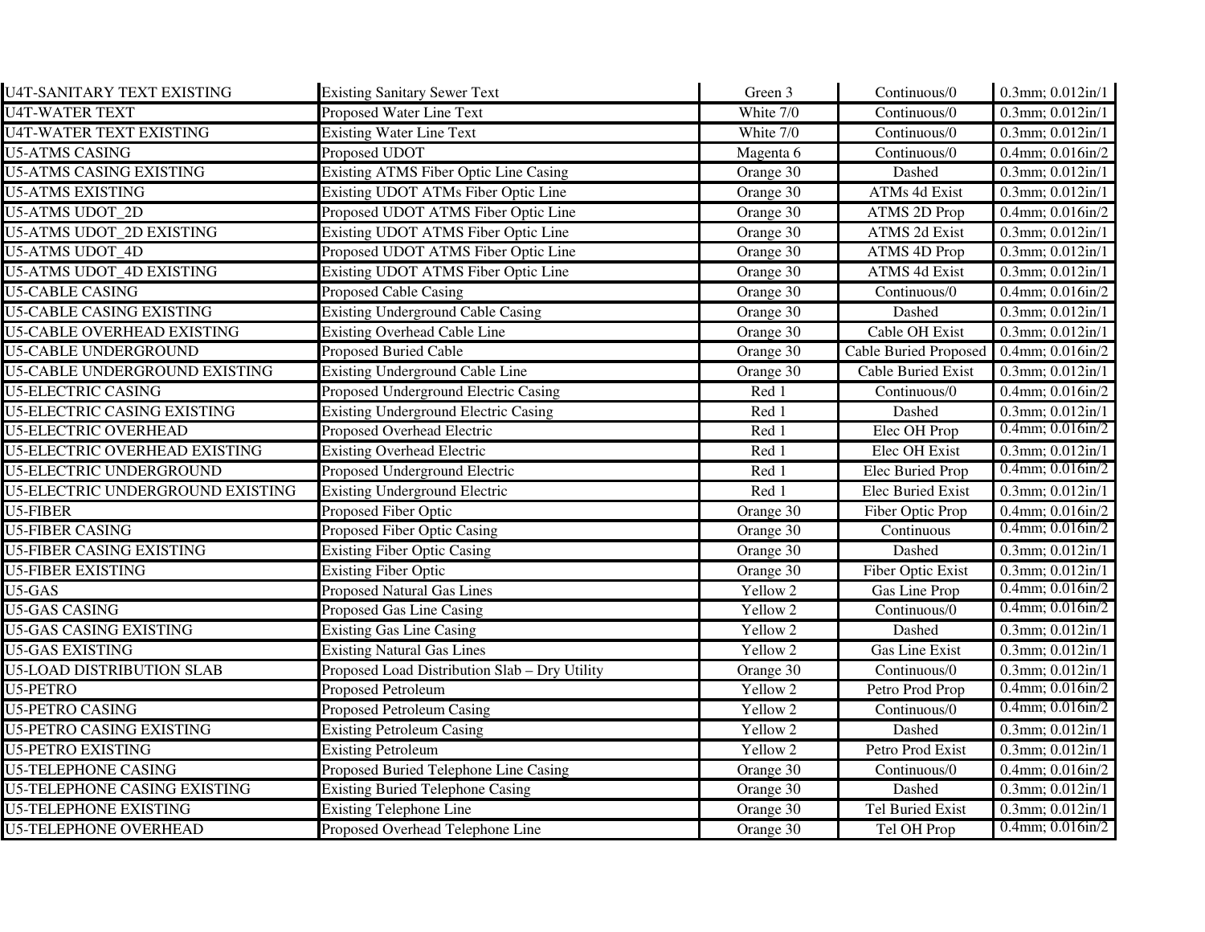| U4T-SANITARY TEXT EXISTING | Existing Sanitary Sewer Text | Green 3 | Continuous/0 | 0.3mm; 0.012in/1 |
|---|---|---|---|---|
| U4T-WATER TEXT | Proposed Water Line Text | White 7/0 | Continuous/0 | 0.3mm; 0.012in/1 |
| U4T-WATER TEXT EXISTING | Existing Water Line Text | White 7/0 | Continuous/0 | 0.3mm; 0.012in/1 |
| U5-ATMS CASING | Proposed UDOT | Magenta 6 | Continuous/0 | 0.4mm; 0.016in/2 |
| U5-ATMS CASING EXISTING | Existing ATMS Fiber Optic Line Casing | Orange 30 | Dashed | 0.3mm; 0.012in/1 |
| U5-ATMS EXISTING | Existing UDOT ATMs Fiber Optic Line | Orange 30 | ATMs 4d Exist | 0.3mm; 0.012in/1 |
| U5-ATMS UDOT_2D | Proposed UDOT ATMS Fiber Optic Line | Orange 30 | ATMS 2D Prop | 0.4mm; 0.016in/2 |
| U5-ATMS UDOT_2D EXISTING | Existing UDOT ATMS Fiber Optic Line | Orange 30 | ATMS 2d Exist | 0.3mm; 0.012in/1 |
| U5-ATMS UDOT_4D | Proposed UDOT ATMS Fiber Optic Line | Orange 30 | ATMS 4D Prop | 0.3mm; 0.012in/1 |
| U5-ATMS UDOT_4D EXISTING | Existing UDOT ATMS Fiber Optic Line | Orange 30 | ATMS 4d Exist | 0.3mm; 0.012in/1 |
| U5-CABLE CASING | Proposed Cable Casing | Orange 30 | Continuous/0 | 0.4mm; 0.016in/2 |
| U5-CABLE CASING EXISTING | Existing Underground Cable Casing | Orange 30 | Dashed | 0.3mm; 0.012in/1 |
| U5-CABLE OVERHEAD EXISTING | Existing Overhead Cable Line | Orange 30 | Cable OH Exist | 0.3mm; 0.012in/1 |
| U5-CABLE UNDERGROUND | Proposed Buried Cable | Orange 30 | Cable Buried Proposed | 0.4mm; 0.016in/2 |
| U5-CABLE UNDERGROUND EXISTING | Existing Underground Cable Line | Orange 30 | Cable Buried Exist | 0.3mm; 0.012in/1 |
| U5-ELECTRIC CASING | Proposed Underground Electric Casing | Red 1 | Continuous/0 | 0.4mm; 0.016in/2 |
| U5-ELECTRIC CASING EXISTING | Existing Underground Electric Casing | Red 1 | Dashed | 0.3mm; 0.012in/1 |
| U5-ELECTRIC OVERHEAD | Proposed Overhead Electric | Red 1 | Elec OH Prop | 0.4mm; 0.016in/2 |
| U5-ELECTRIC OVERHEAD EXISTING | Existing Overhead Electric | Red 1 | Elec OH Exist | 0.3mm; 0.012in/1 |
| U5-ELECTRIC UNDERGROUND | Proposed Underground Electric | Red 1 | Elec Buried Prop | 0.4mm; 0.016in/2 |
| U5-ELECTRIC UNDERGROUND EXISTING | Existing Underground Electric | Red 1 | Elec Buried Exist | 0.3mm; 0.012in/1 |
| U5-FIBER | Proposed Fiber Optic | Orange 30 | Fiber Optic Prop | 0.4mm; 0.016in/2 |
| U5-FIBER CASING | Proposed Fiber Optic Casing | Orange 30 | Continuous | 0.4mm; 0.016in/2 |
| U5-FIBER CASING EXISTING | Existing Fiber Optic Casing | Orange 30 | Dashed | 0.3mm; 0.012in/1 |
| U5-FIBER EXISTING | Existing Fiber Optic | Orange 30 | Fiber Optic Exist | 0.3mm; 0.012in/1 |
| U5-GAS | Proposed Natural Gas Lines | Yellow 2 | Gas Line Prop | 0.4mm; 0.016in/2 |
| U5-GAS CASING | Proposed Gas Line Casing | Yellow 2 | Continuous/0 | 0.4mm; 0.016in/2 |
| U5-GAS CASING EXISTING | Existing Gas Line Casing | Yellow 2 | Dashed | 0.3mm; 0.012in/1 |
| U5-GAS EXISTING | Existing Natural Gas Lines | Yellow 2 | Gas Line Exist | 0.3mm; 0.012in/1 |
| U5-LOAD DISTRIBUTION SLAB | Proposed Load Distribution Slab – Dry Utility | Orange 30 | Continuous/0 | 0.3mm; 0.012in/1 |
| U5-PETRO | Proposed Petroleum | Yellow 2 | Petro Prod Prop | 0.4mm; 0.016in/2 |
| U5-PETRO CASING | Proposed Petroleum Casing | Yellow 2 | Continuous/0 | 0.4mm; 0.016in/2 |
| U5-PETRO CASING EXISTING | Existing Petroleum Casing | Yellow 2 | Dashed | 0.3mm; 0.012in/1 |
| U5-PETRO EXISTING | Existing Petroleum | Yellow 2 | Petro Prod Exist | 0.3mm; 0.012in/1 |
| U5-TELEPHONE CASING | Proposed Buried Telephone Line Casing | Orange 30 | Continuous/0 | 0.4mm; 0.016in/2 |
| U5-TELEPHONE CASING EXISTING | Existing Buried Telephone Casing | Orange 30 | Dashed | 0.3mm; 0.012in/1 |
| U5-TELEPHONE EXISTING | Existing Telephone Line | Orange 30 | Tel Buried Exist | 0.3mm; 0.012in/1 |
| U5-TELEPHONE OVERHEAD | Proposed Overhead Telephone Line | Orange 30 | Tel OH Prop | 0.4mm; 0.016in/2 |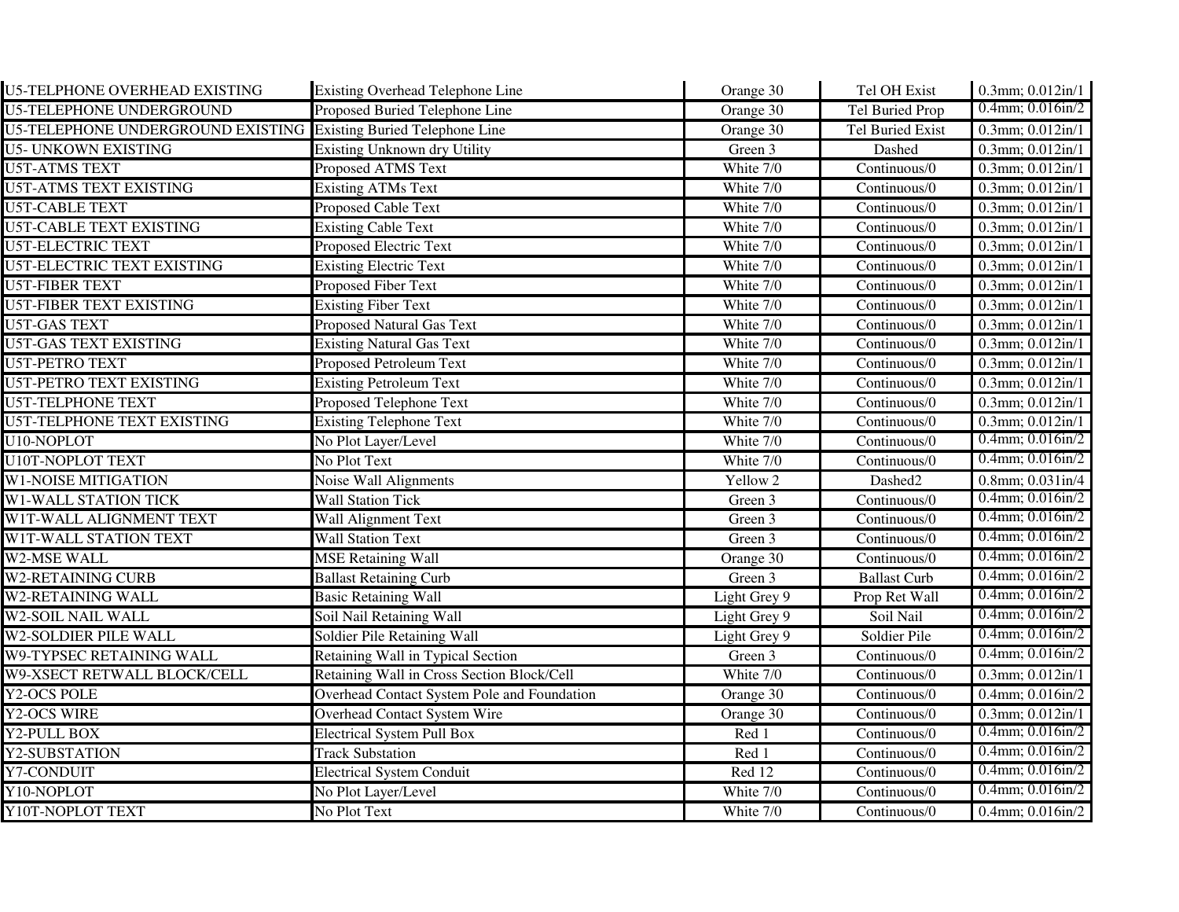| U5-TELPHONE OVERHEAD EXISTING | Existing Overhead Telephone Line | Orange 30 | Tel OH Exist | 0.3mm; 0.012in/1 |
|---|---|---|---|---|
| U5-TELEPHONE UNDERGROUND | Proposed Buried Telephone Line | Orange 30 | Tel Buried Prop | 0.4mm; 0.016in/2 |
| U5-TELEPHONE UNDERGROUND EXISTING | Existing Buried Telephone Line | Orange 30 | Tel Buried Exist | 0.3mm; 0.012in/1 |
| U5- UNKOWN EXISTING | Existing Unknown dry Utility | Green 3 | Dashed | 0.3mm; 0.012in/1 |
| U5T-ATMS TEXT | Proposed ATMS Text | White 7/0 | Continuous/0 | 0.3mm; 0.012in/1 |
| U5T-ATMS TEXT EXISTING | Existing ATMs Text | White 7/0 | Continuous/0 | 0.3mm; 0.012in/1 |
| U5T-CABLE TEXT | Proposed Cable Text | White 7/0 | Continuous/0 | 0.3mm; 0.012in/1 |
| U5T-CABLE TEXT EXISTING | Existing Cable Text | White 7/0 | Continuous/0 | 0.3mm; 0.012in/1 |
| U5T-ELECTRIC TEXT | Proposed Electric Text | White 7/0 | Continuous/0 | 0.3mm; 0.012in/1 |
| U5T-ELECTRIC TEXT EXISTING | Existing Electric Text | White 7/0 | Continuous/0 | 0.3mm; 0.012in/1 |
| U5T-FIBER TEXT | Proposed Fiber Text | White 7/0 | Continuous/0 | 0.3mm; 0.012in/1 |
| U5T-FIBER TEXT EXISTING | Existing Fiber Text | White 7/0 | Continuous/0 | 0.3mm; 0.012in/1 |
| U5T-GAS TEXT | Proposed Natural Gas Text | White 7/0 | Continuous/0 | 0.3mm; 0.012in/1 |
| U5T-GAS TEXT EXISTING | Existing Natural Gas Text | White 7/0 | Continuous/0 | 0.3mm; 0.012in/1 |
| U5T-PETRO TEXT | Proposed Petroleum Text | White 7/0 | Continuous/0 | 0.3mm; 0.012in/1 |
| U5T-PETRO TEXT EXISTING | Existing Petroleum Text | White 7/0 | Continuous/0 | 0.3mm; 0.012in/1 |
| U5T-TELPHONE TEXT | Proposed Telephone Text | White 7/0 | Continuous/0 | 0.3mm; 0.012in/1 |
| U5T-TELPHONE TEXT EXISTING | Existing Telephone Text | White 7/0 | Continuous/0 | 0.3mm; 0.012in/1 |
| U10-NOPLOT | No Plot Layer/Level | White 7/0 | Continuous/0 | 0.4mm; 0.016in/2 |
| U10T-NOPLOT TEXT | No Plot Text | White 7/0 | Continuous/0 | 0.4mm; 0.016in/2 |
| W1-NOISE MITIGATION | Noise Wall Alignments | Yellow 2 | Dashed2 | 0.8mm; 0.031in/4 |
| W1-WALL STATION TICK | Wall Station Tick | Green 3 | Continuous/0 | 0.4mm; 0.016in/2 |
| W1T-WALL ALIGNMENT TEXT | Wall Alignment Text | Green 3 | Continuous/0 | 0.4mm; 0.016in/2 |
| W1T-WALL STATION TEXT | Wall Station Text | Green 3 | Continuous/0 | 0.4mm; 0.016in/2 |
| W2-MSE WALL | MSE Retaining Wall | Orange 30 | Continuous/0 | 0.4mm; 0.016in/2 |
| W2-RETAINING CURB | Ballast Retaining Curb | Green 3 | Ballast Curb | 0.4mm; 0.016in/2 |
| W2-RETAINING WALL | Basic Retaining Wall | Light Grey 9 | Prop Ret Wall | 0.4mm; 0.016in/2 |
| W2-SOIL NAIL WALL | Soil Nail Retaining Wall | Light Grey 9 | Soil Nail | 0.4mm; 0.016in/2 |
| W2-SOLDIER PILE WALL | Soldier Pile Retaining Wall | Light Grey 9 | Soldier Pile | 0.4mm; 0.016in/2 |
| W9-TYPSEC RETAINING WALL | Retaining Wall in Typical Section | Green 3 | Continuous/0 | 0.4mm; 0.016in/2 |
| W9-XSECT RETWALL BLOCK/CELL | Retaining Wall in Cross Section Block/Cell | White 7/0 | Continuous/0 | 0.3mm; 0.012in/1 |
| Y2-OCS POLE | Overhead Contact System Pole and Foundation | Orange 30 | Continuous/0 | 0.4mm; 0.016in/2 |
| Y2-OCS WIRE | Overhead Contact System Wire | Orange 30 | Continuous/0 | 0.3mm; 0.012in/1 |
| Y2-PULL BOX | Electrical System Pull Box | Red 1 | Continuous/0 | 0.4mm; 0.016in/2 |
| Y2-SUBSTATION | Track Substation | Red 1 | Continuous/0 | 0.4mm; 0.016in/2 |
| Y7-CONDUIT | Electrical System Conduit | Red 12 | Continuous/0 | 0.4mm; 0.016in/2 |
| Y10-NOPLOT | No Plot Layer/Level | White 7/0 | Continuous/0 | 0.4mm; 0.016in/2 |
| Y10T-NOPLOT TEXT | No Plot Text | White 7/0 | Continuous/0 | 0.4mm; 0.016in/2 |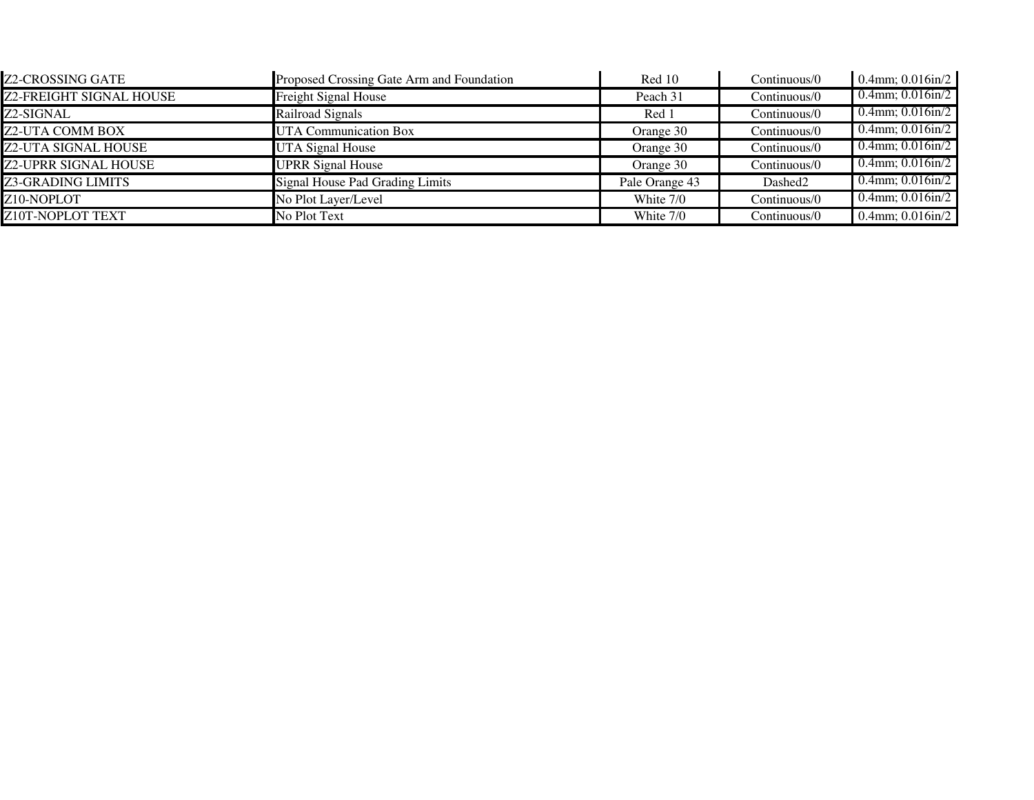| | | | | |
|---|---|---|---|---|
| Z2-CROSSING GATE | Proposed Crossing Gate Arm and Foundation | Red 10 | Continuous/0 | 0.4mm; 0.016in/2 |
| Z2-FREIGHT SIGNAL HOUSE | Freight Signal House | Peach 31 | Continuous/0 | 0.4mm; 0.016in/2 |
| Z2-SIGNAL | Railroad Signals | Red 1 | Continuous/0 | 0.4mm; 0.016in/2 |
| Z2-UTA COMM BOX | UTA Communication Box | Orange 30 | Continuous/0 | 0.4mm; 0.016in/2 |
| Z2-UTA SIGNAL HOUSE | UTA Signal House | Orange 30 | Continuous/0 | 0.4mm; 0.016in/2 |
| Z2-UPRR SIGNAL HOUSE | UPRR Signal House | Orange 30 | Continuous/0 | 0.4mm; 0.016in/2 |
| Z3-GRADING LIMITS | Signal House Pad Grading Limits | Pale Orange 43 | Dashed2 | 0.4mm; 0.016in/2 |
| Z10-NOPLOT | No Plot Layer/Level | White 7/0 | Continuous/0 | 0.4mm; 0.016in/2 |
| Z10T-NOPLOT TEXT | No Plot Text | White 7/0 | Continuous/0 | 0.4mm; 0.016in/2 |